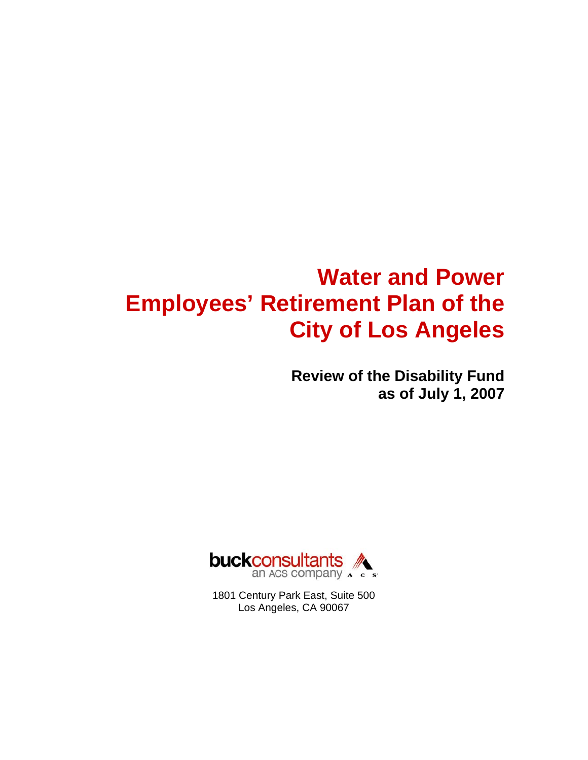# Water and Power Employees' Retirement Plan of the City of Los Angeles

## Review of the Disability Fund as of July 1, 2007

buckconsultants
an ACS company

1801 Century Park East, Suite 500
Los Angeles, CA 90067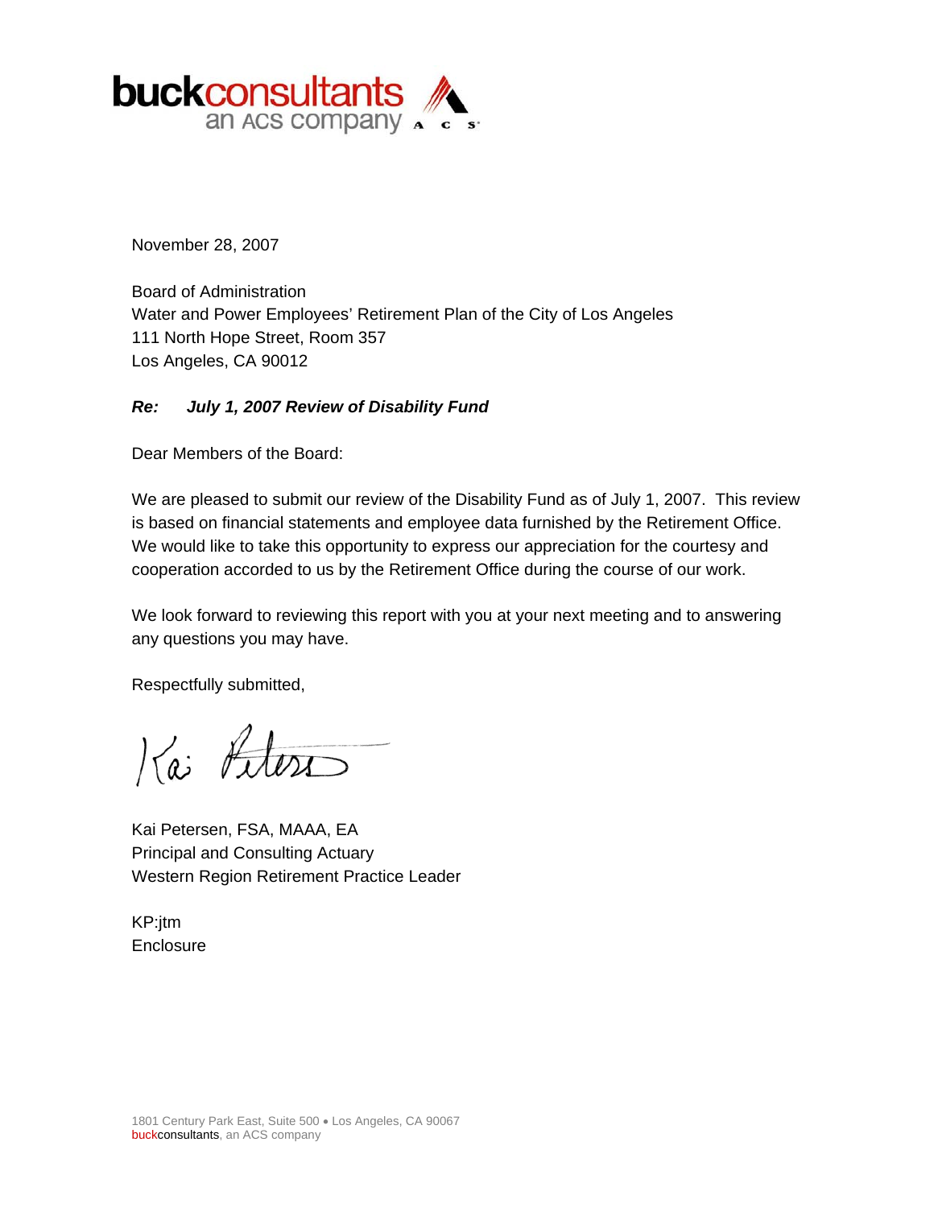**buckconsultants**
an ACS company

November 28, 2007

Board of Administration
Water and Power Employees' Retirement Plan of the City of Los Angeles
111 North Hope Street, Room 357
Los Angeles, CA 90012

***Re: July 1, 2007 Review of Disability Fund***

Dear Members of the Board:

We are pleased to submit our review of the Disability Fund as of July 1, 2007. This review is based on financial statements and employee data furnished by the Retirement Office. We would like to take this opportunity to express our appreciation for the courtesy and cooperation accorded to us by the Retirement Office during the course of our work.

We look forward to reviewing this report with you at your next meeting and to answering any questions you may have.

Respectfully submitted,

Kai Petersen, FSA, MAAA, EA
Principal and Consulting Actuary
Western Region Retirement Practice Leader

KP:jtm
Enclosure

1801 Century Park East, Suite 500 • Los Angeles, CA 90067
buckconsultants, an ACS company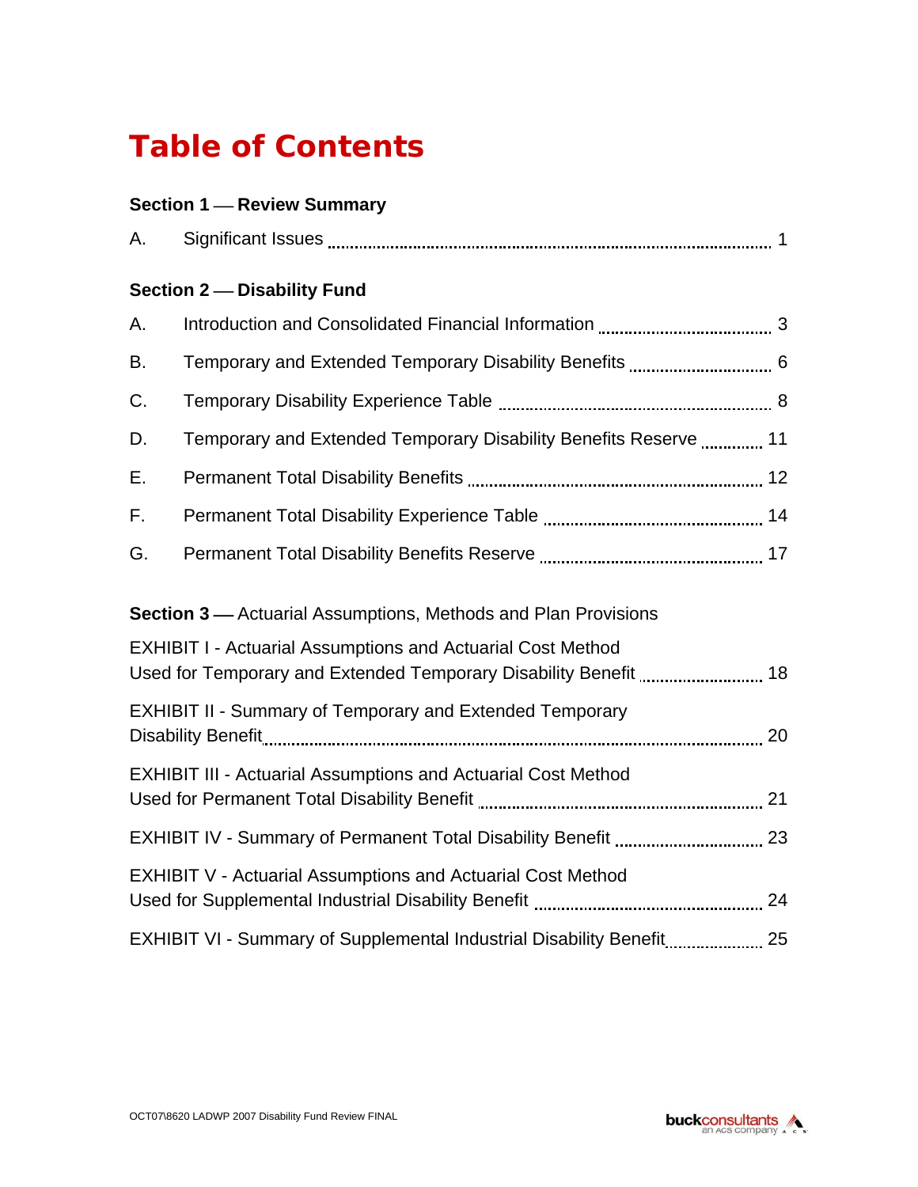# Table of Contents

**Section 1 — Review Summary**

A. Significant Issues ..... 1

**Section 2 — Disability Fund**

A. Introduction and Consolidated Financial Information ..... 3

B. Temporary and Extended Temporary Disability Benefits ..... 6

C. Temporary Disability Experience Table ..... 8

D. Temporary and Extended Temporary Disability Benefits Reserve ..... 11

E. Permanent Total Disability Benefits ..... 12

F. Permanent Total Disability Experience Table ..... 14

G. Permanent Total Disability Benefits Reserve ..... 17

**Section 3 —** Actuarial Assumptions, Methods and Plan Provisions

EXHIBIT I - Actuarial Assumptions and Actuarial Cost Method Used for Temporary and Extended Temporary Disability Benefit ..... 18

EXHIBIT II - Summary of Temporary and Extended Temporary Disability Benefit ..... 20

EXHIBIT III - Actuarial Assumptions and Actuarial Cost Method Used for Permanent Total Disability Benefit ..... 21

EXHIBIT IV - Summary of Permanent Total Disability Benefit ..... 23

EXHIBIT V - Actuarial Assumptions and Actuarial Cost Method Used for Supplemental Industrial Disability Benefit ..... 24

EXHIBIT VI - Summary of Supplemental Industrial Disability Benefit ..... 25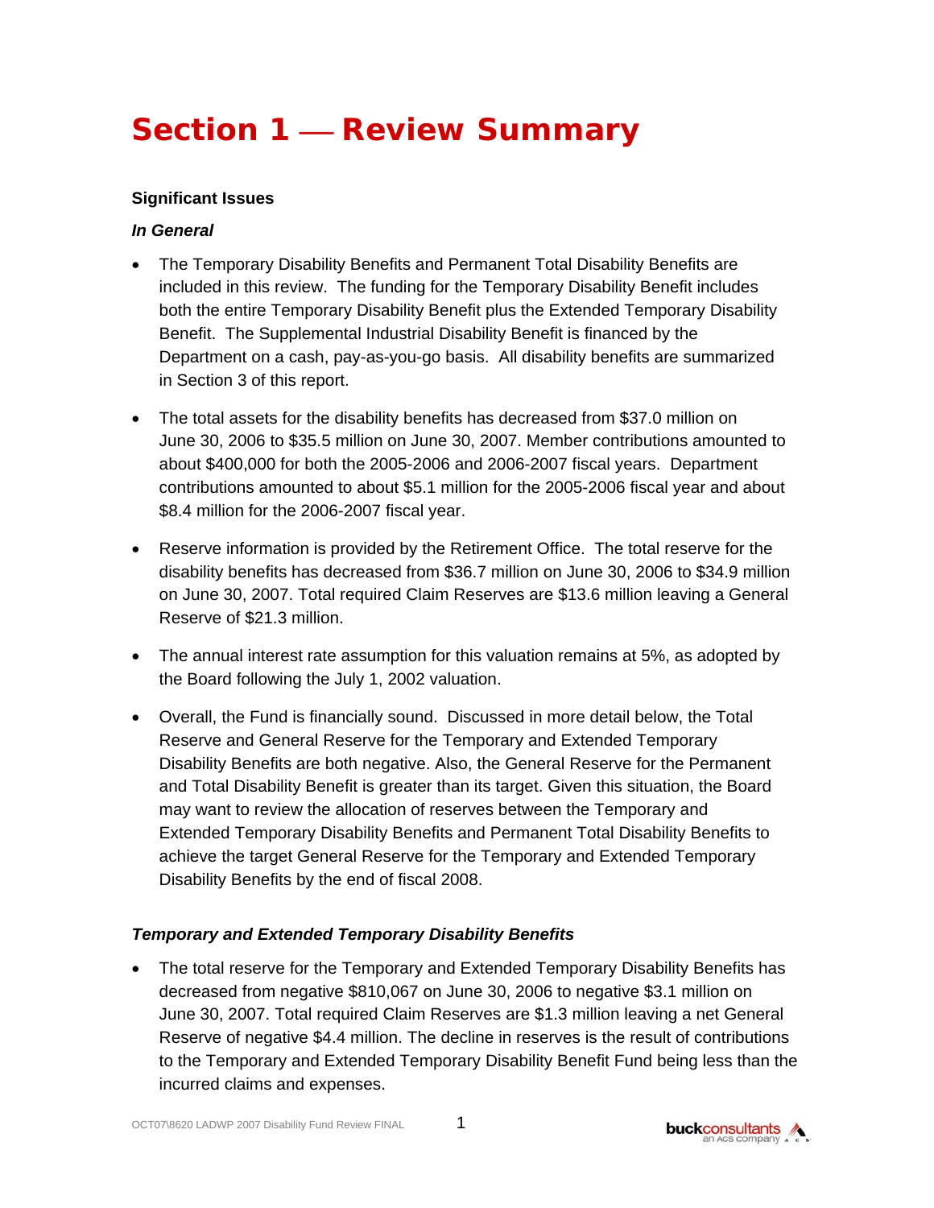# Section 1 — Review Summary

**Significant Issues**

***In General***

- The Temporary Disability Benefits and Permanent Total Disability Benefits are included in this review. The funding for the Temporary Disability Benefit includes both the entire Temporary Disability Benefit plus the Extended Temporary Disability Benefit. The Supplemental Industrial Disability Benefit is financed by the Department on a cash, pay-as-you-go basis. All disability benefits are summarized in Section 3 of this report.

- The total assets for the disability benefits has decreased from $37.0 million on June 30, 2006 to $35.5 million on June 30, 2007. Member contributions amounted to about $400,000 for both the 2005-2006 and 2006-2007 fiscal years. Department contributions amounted to about $5.1 million for the 2005-2006 fiscal year and about $8.4 million for the 2006-2007 fiscal year.

- Reserve information is provided by the Retirement Office. The total reserve for the disability benefits has decreased from $36.7 million on June 30, 2006 to $34.9 million on June 30, 2007. Total required Claim Reserves are $13.6 million leaving a General Reserve of $21.3 million.

- The annual interest rate assumption for this valuation remains at 5%, as adopted by the Board following the July 1, 2002 valuation.

- Overall, the Fund is financially sound. Discussed in more detail below, the Total Reserve and General Reserve for the Temporary and Extended Temporary Disability Benefits are both negative. Also, the General Reserve for the Permanent and Total Disability Benefit is greater than its target. Given this situation, the Board may want to review the allocation of reserves between the Temporary and Extended Temporary Disability Benefits and Permanent Total Disability Benefits to achieve the target General Reserve for the Temporary and Extended Temporary Disability Benefits by the end of fiscal 2008.

***Temporary and Extended Temporary Disability Benefits***

- The total reserve for the Temporary and Extended Temporary Disability Benefits has decreased from negative $810,067 on June 30, 2006 to negative $3.1 million on June 30, 2007. Total required Claim Reserves are $1.3 million leaving a net General Reserve of negative $4.4 million. The decline in reserves is the result of contributions to the Temporary and Extended Temporary Disability Benefit Fund being less than the incurred claims and expenses.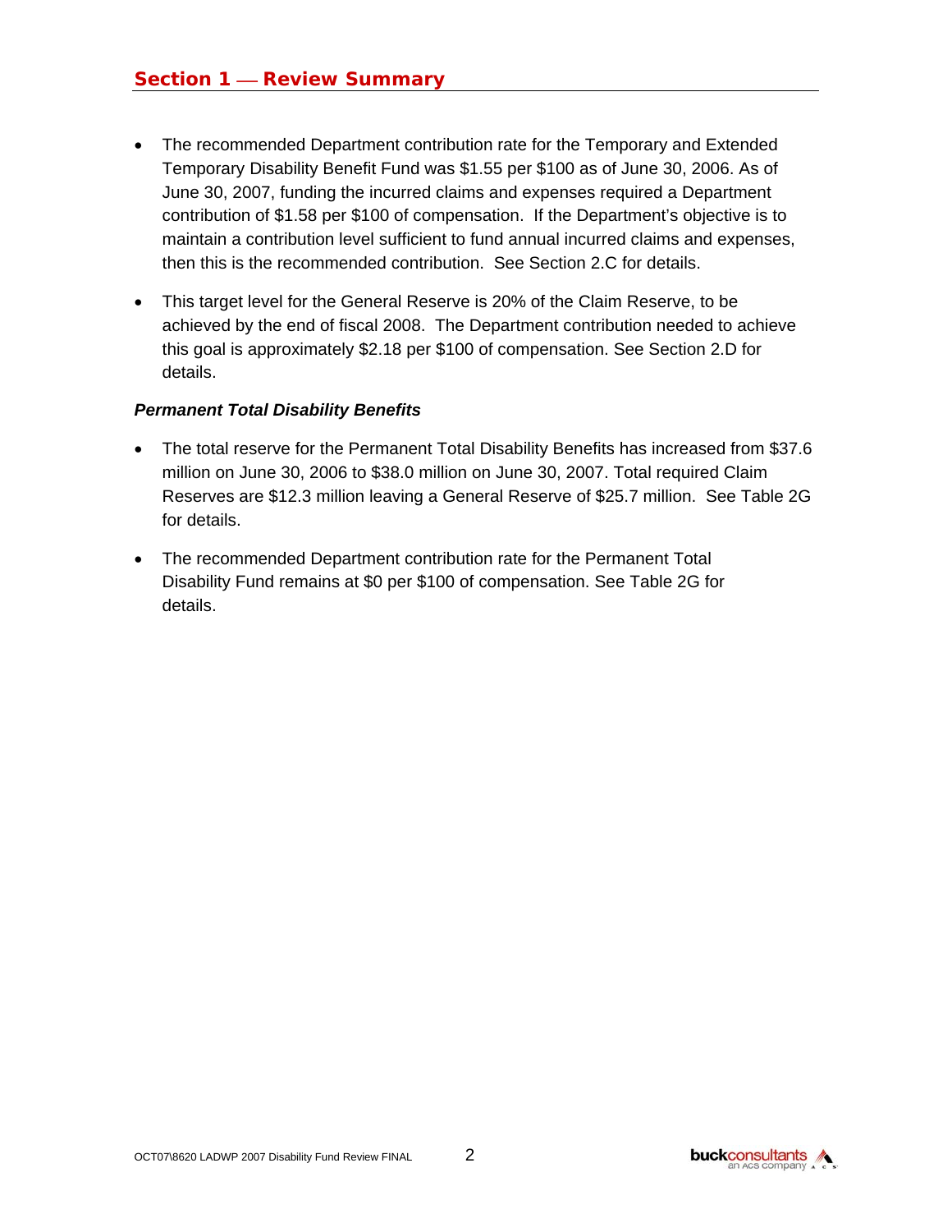## Section 1 — Review Summary

- The recommended Department contribution rate for the Temporary and Extended Temporary Disability Benefit Fund was $1.55 per $100 as of June 30, 2006. As of June 30, 2007, funding the incurred claims and expenses required a Department contribution of $1.58 per $100 of compensation. If the Department's objective is to maintain a contribution level sufficient to fund annual incurred claims and expenses, then this is the recommended contribution. See Section 2.C for details.

- This target level for the General Reserve is 20% of the Claim Reserve, to be achieved by the end of fiscal 2008. The Department contribution needed to achieve this goal is approximately $2.18 per $100 of compensation. See Section 2.D for details.

### *Permanent Total Disability Benefits*

- The total reserve for the Permanent Total Disability Benefits has increased from $37.6 million on June 30, 2006 to $38.0 million on June 30, 2007. Total required Claim Reserves are $12.3 million leaving a General Reserve of $25.7 million. See Table 2G for details.

- The recommended Department contribution rate for the Permanent Total Disability Fund remains at $0 per $100 of compensation. See Table 2G for details.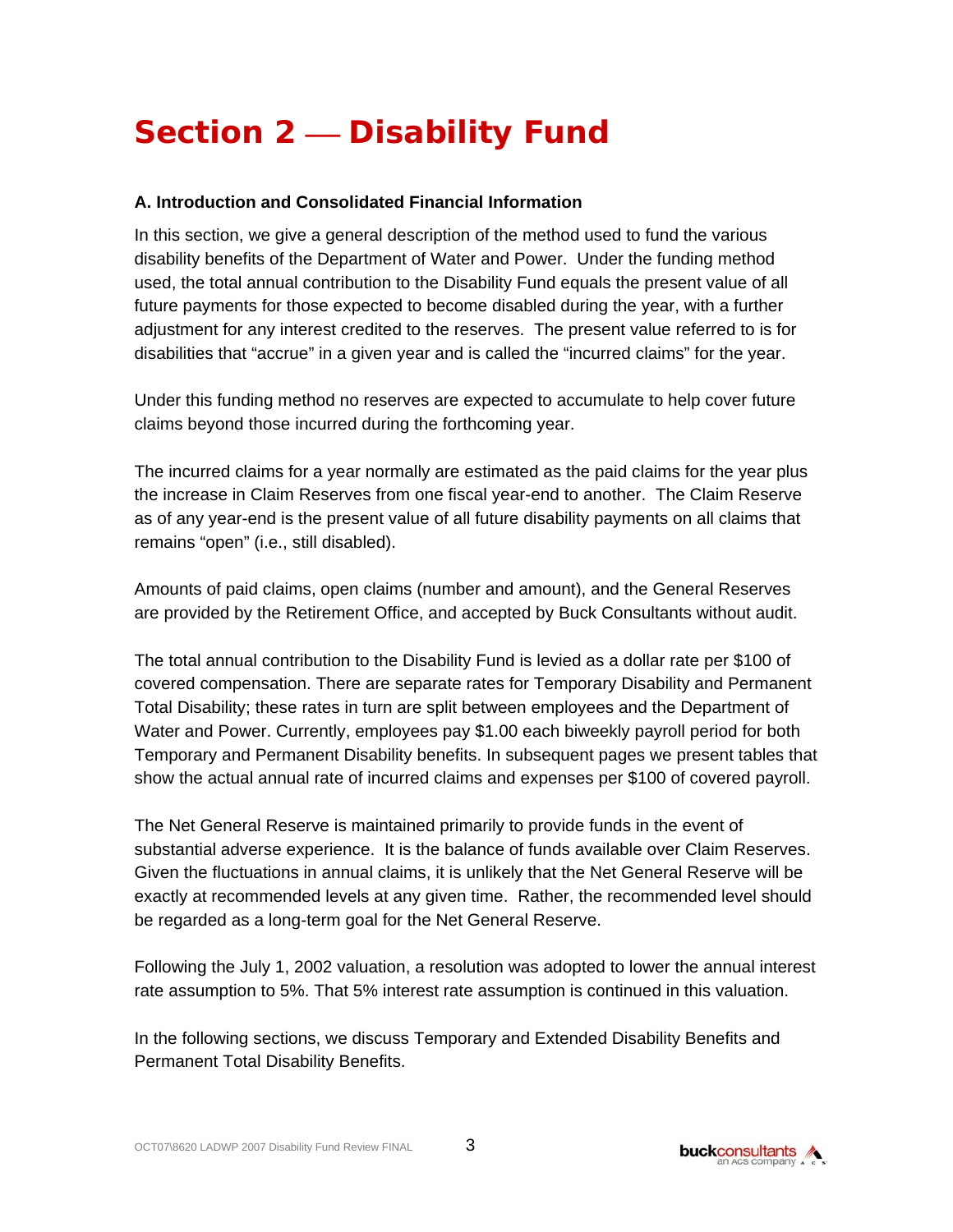# Section 2 — Disability Fund

### A. Introduction and Consolidated Financial Information

In this section, we give a general description of the method used to fund the various disability benefits of the Department of Water and Power. Under the funding method used, the total annual contribution to the Disability Fund equals the present value of all future payments for those expected to become disabled during the year, with a further adjustment for any interest credited to the reserves. The present value referred to is for disabilities that "accrue" in a given year and is called the "incurred claims" for the year.

Under this funding method no reserves are expected to accumulate to help cover future claims beyond those incurred during the forthcoming year.

The incurred claims for a year normally are estimated as the paid claims for the year plus the increase in Claim Reserves from one fiscal year-end to another. The Claim Reserve as of any year-end is the present value of all future disability payments on all claims that remains "open" (i.e., still disabled).

Amounts of paid claims, open claims (number and amount), and the General Reserves are provided by the Retirement Office, and accepted by Buck Consultants without audit.

The total annual contribution to the Disability Fund is levied as a dollar rate per $100 of covered compensation. There are separate rates for Temporary Disability and Permanent Total Disability; these rates in turn are split between employees and the Department of Water and Power. Currently, employees pay $1.00 each biweekly payroll period for both Temporary and Permanent Disability benefits. In subsequent pages we present tables that show the actual annual rate of incurred claims and expenses per $100 of covered payroll.

The Net General Reserve is maintained primarily to provide funds in the event of substantial adverse experience. It is the balance of funds available over Claim Reserves. Given the fluctuations in annual claims, it is unlikely that the Net General Reserve will be exactly at recommended levels at any given time. Rather, the recommended level should be regarded as a long-term goal for the Net General Reserve.

Following the July 1, 2002 valuation, a resolution was adopted to lower the annual interest rate assumption to 5%. That 5% interest rate assumption is continued in this valuation.

In the following sections, we discuss Temporary and Extended Disability Benefits and Permanent Total Disability Benefits.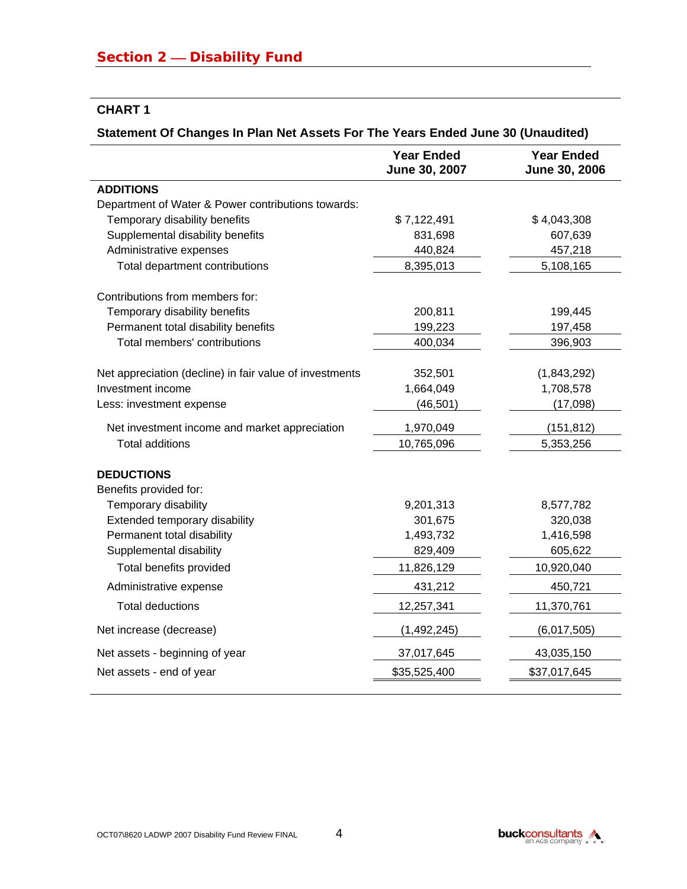## Section 2 — Disability Fund

### CHART 1

**Statement Of Changes In Plan Net Assets For The Years Ended June 30 (Unaudited)**

| | Year Ended June 30, 2007 | Year Ended June 30, 2006 |
|---|---|---|
| **ADDITIONS** | | |
| Department of Water & Power contributions towards: | | |
| Temporary disability benefits | $ 7,122,491 | $ 4,043,308 |
| Supplemental disability benefits | 831,698 | 607,639 |
| Administrative expenses | 440,824 | 457,218 |
| Total department contributions | 8,395,013 | 5,108,165 |
| Contributions from members for: | | |
| Temporary disability benefits | 200,811 | 199,445 |
| Permanent total disability benefits | 199,223 | 197,458 |
| Total members' contributions | 400,034 | 396,903 |
| Net appreciation (decline) in fair value of investments | 352,501 | (1,843,292) |
| Investment income | 1,664,049 | 1,708,578 |
| Less: investment expense | (46,501) | (17,098) |
| Net investment income and market appreciation | 1,970,049 | (151,812) |
| Total additions | 10,765,096 | 5,353,256 |
| **DEDUCTIONS** | | |
| Benefits provided for: | | |
| Temporary disability | 9,201,313 | 8,577,782 |
| Extended temporary disability | 301,675 | 320,038 |
| Permanent total disability | 1,493,732 | 1,416,598 |
| Supplemental disability | 829,409 | 605,622 |
| Total benefits provided | 11,826,129 | 10,920,040 |
| Administrative expense | 431,212 | 450,721 |
| Total deductions | 12,257,341 | 11,370,761 |
| Net increase (decrease) | (1,492,245) | (6,017,505) |
| Net assets - beginning of year | 37,017,645 | 43,035,150 |
| Net assets - end of year | $35,525,400 | $37,017,645 |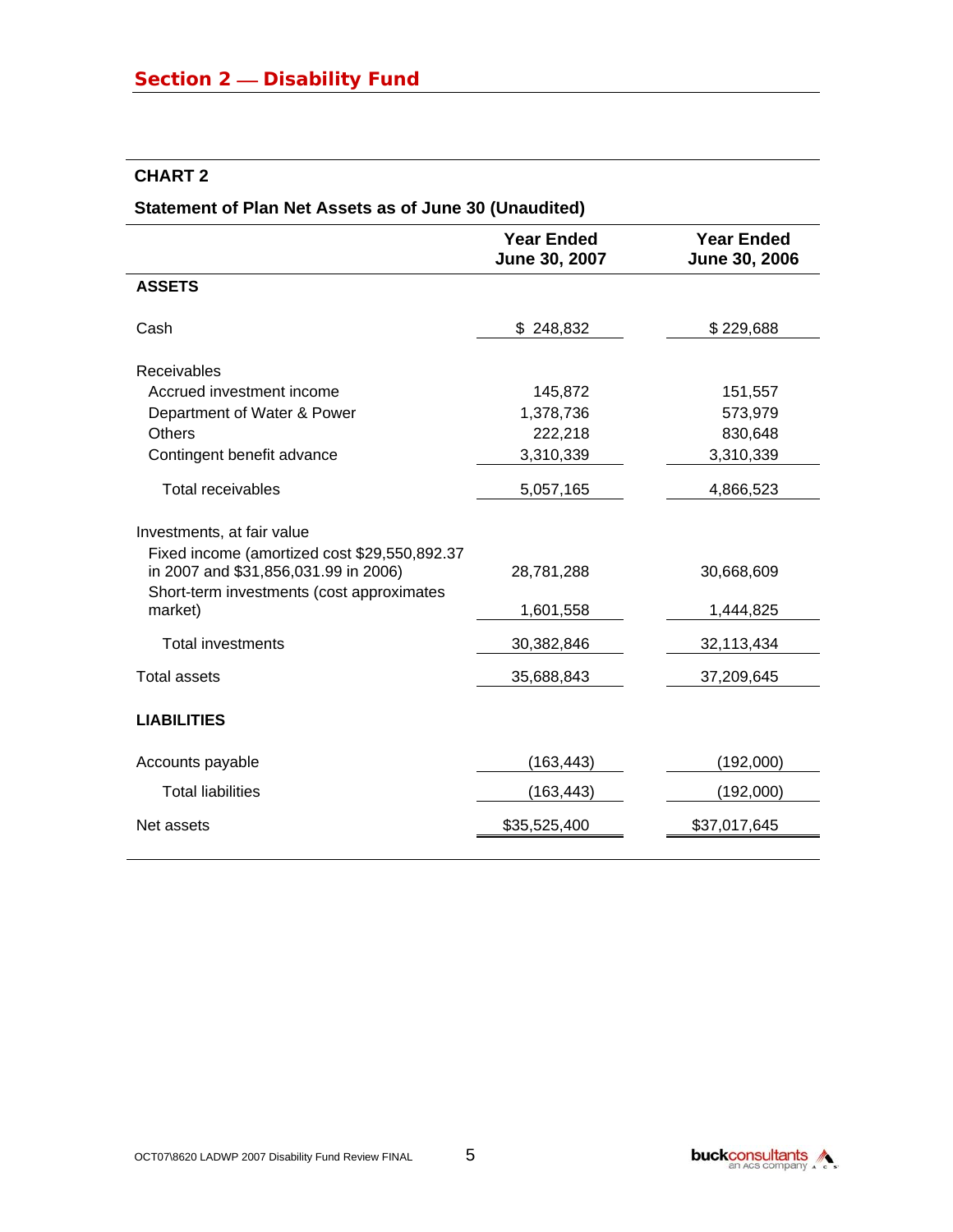## Section 2 — Disability Fund

### CHART 2

**Statement of Plan Net Assets as of June 30 (Unaudited)**

| | Year Ended June 30, 2007 | Year Ended June 30, 2006 |
|---|---|---|
| **ASSETS** | | |
| Cash | $ 248,832 | $ 229,688 |
| Receivables | | |
| Accrued investment income | 145,872 | 151,557 |
| Department of Water & Power | 1,378,736 | 573,979 |
| Others | 222,218 | 830,648 |
| Contingent benefit advance | 3,310,339 | 3,310,339 |
| Total receivables | 5,057,165 | 4,866,523 |
| Investments, at fair value | | |
| Fixed income (amortized cost $29,550,892.37 in 2007 and $31,856,031.99 in 2006) | 28,781,288 | 30,668,609 |
| Short-term investments (cost approximates market) | 1,601,558 | 1,444,825 |
| Total investments | 30,382,846 | 32,113,434 |
| Total assets | 35,688,843 | 37,209,645 |
| **LIABILITIES** | | |
| Accounts payable | (163,443) | (192,000) |
| Total liabilities | (163,443) | (192,000) |
| Net assets | $35,525,400 | $37,017,645 |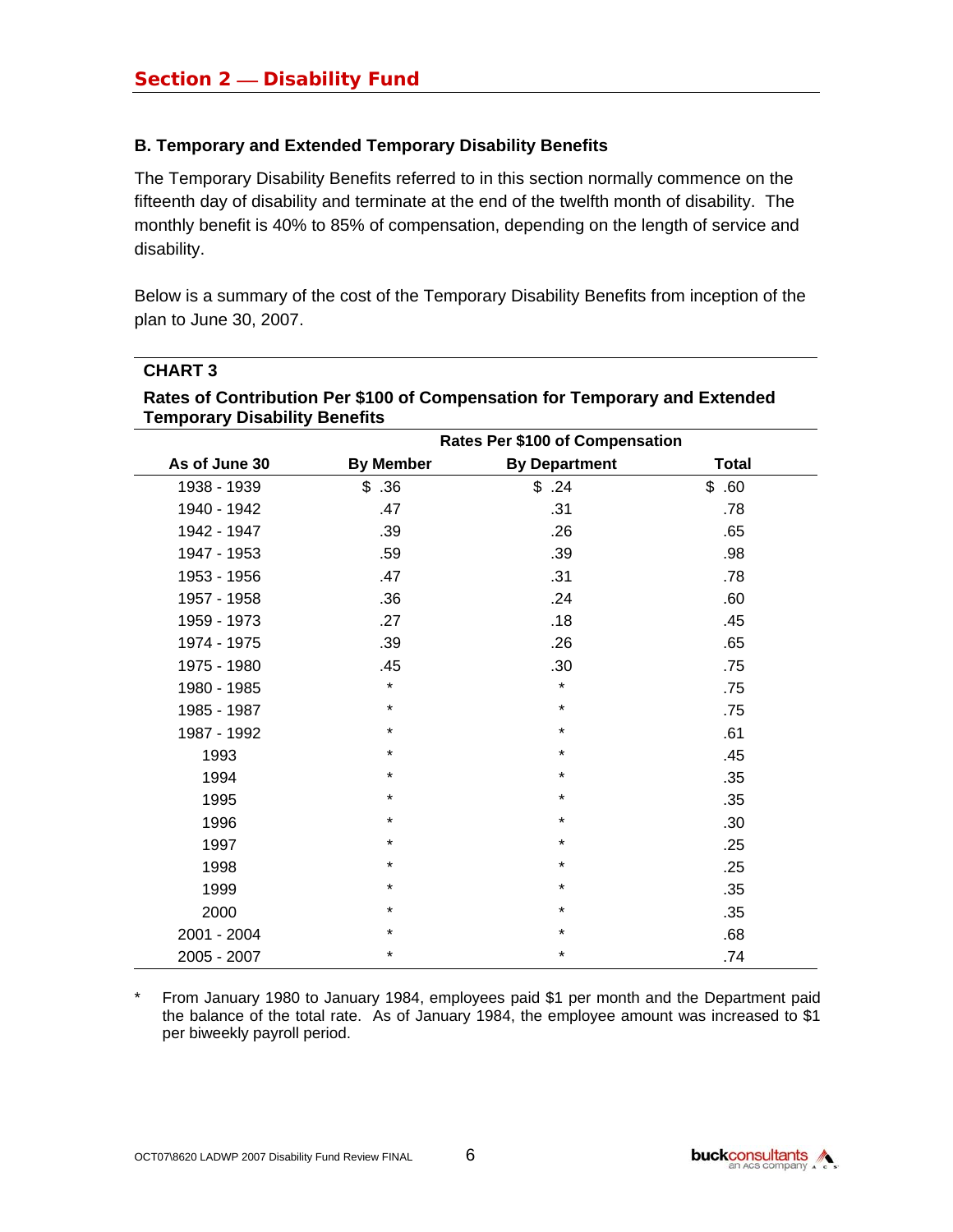## Section 2 — Disability Fund

### B. Temporary and Extended Temporary Disability Benefits

The Temporary Disability Benefits referred to in this section normally commence on the fifteenth day of disability and terminate at the end of the twelfth month of disability. The monthly benefit is 40% to 85% of compensation, depending on the length of service and disability.

Below is a summary of the cost of the Temporary Disability Benefits from inception of the plan to June 30, 2007.

**CHART 3**

**Rates of Contribution Per $100 of Compensation for Temporary and Extended Temporary Disability Benefits**

| | Rates Per $100 of Compensation | | |
|---|---|---|---|
| As of June 30 | By Member | By Department | Total |
| 1938 - 1939 | $ .36 | $ .24 | $ .60 |
| 1940 - 1942 | .47 | .31 | .78 |
| 1942 - 1947 | .39 | .26 | .65 |
| 1947 - 1953 | .59 | .39 | .98 |
| 1953 - 1956 | .47 | .31 | .78 |
| 1957 - 1958 | .36 | .24 | .60 |
| 1959 - 1973 | .27 | .18 | .45 |
| 1974 - 1975 | .39 | .26 | .65 |
| 1975 - 1980 | .45 | .30 | .75 |
| 1980 - 1985 | * | * | .75 |
| 1985 - 1987 | * | * | .75 |
| 1987 - 1992 | * | * | .61 |
| 1993 | * | * | .45 |
| 1994 | * | * | .35 |
| 1995 | * | * | .35 |
| 1996 | * | * | .30 |
| 1997 | * | * | .25 |
| 1998 | * | * | .25 |
| 1999 | * | * | .35 |
| 2000 | * | * | .35 |
| 2001 - 2004 | * | * | .68 |
| 2005 - 2007 | * | * | .74 |

* From January 1980 to January 1984, employees paid $1 per month and the Department paid the balance of the total rate. As of January 1984, the employee amount was increased to $1 per biweekly payroll period.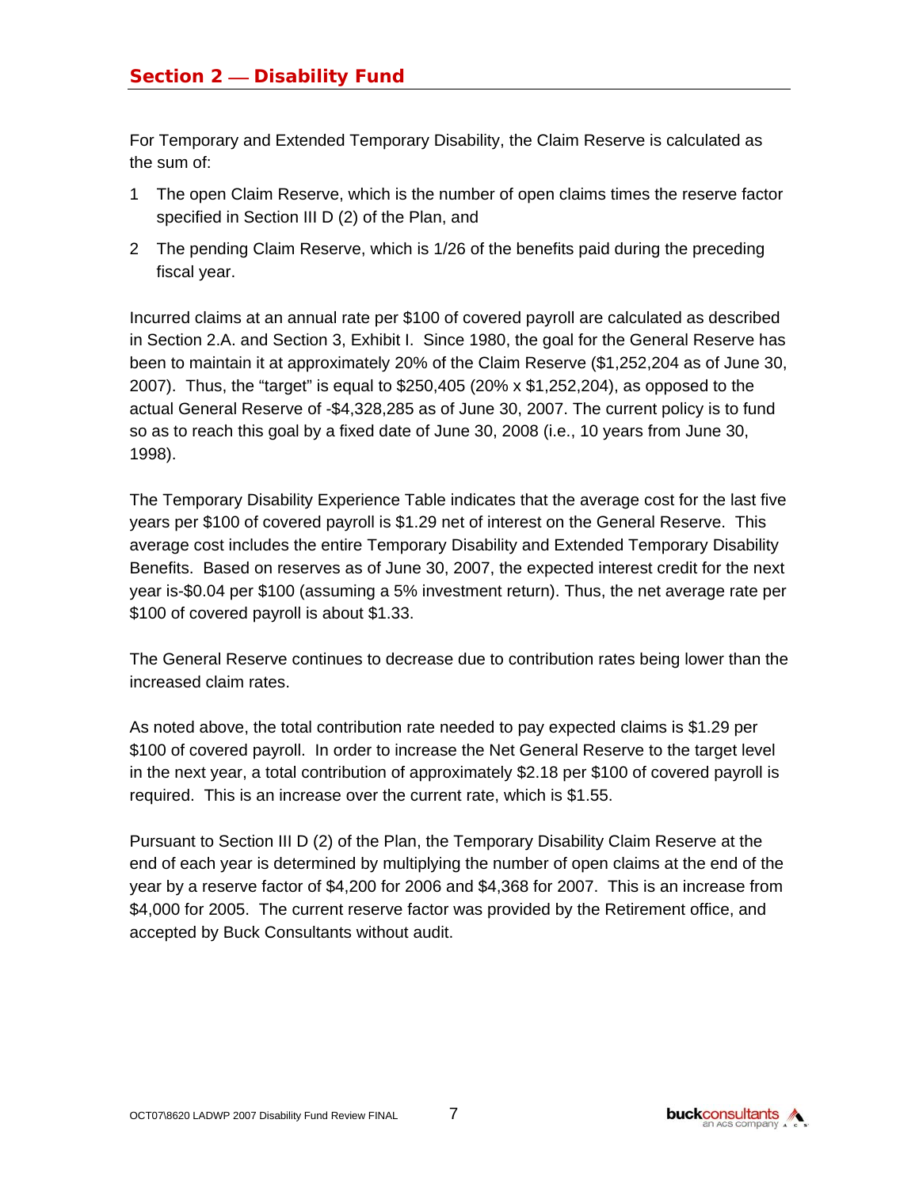## Section 2 — Disability Fund

For Temporary and Extended Temporary Disability, the Claim Reserve is calculated as the sum of:

1 The open Claim Reserve, which is the number of open claims times the reserve factor specified in Section III D (2) of the Plan, and

2 The pending Claim Reserve, which is 1/26 of the benefits paid during the preceding fiscal year.

Incurred claims at an annual rate per $100 of covered payroll are calculated as described in Section 2.A. and Section 3, Exhibit I. Since 1980, the goal for the General Reserve has been to maintain it at approximately 20% of the Claim Reserve ($1,252,204 as of June 30, 2007). Thus, the "target" is equal to $250,405 (20% x $1,252,204), as opposed to the actual General Reserve of -$4,328,285 as of June 30, 2007. The current policy is to fund so as to reach this goal by a fixed date of June 30, 2008 (i.e., 10 years from June 30, 1998).

The Temporary Disability Experience Table indicates that the average cost for the last five years per $100 of covered payroll is $1.29 net of interest on the General Reserve. This average cost includes the entire Temporary Disability and Extended Temporary Disability Benefits. Based on reserves as of June 30, 2007, the expected interest credit for the next year is-$0.04 per $100 (assuming a 5% investment return). Thus, the net average rate per $100 of covered payroll is about $1.33.

The General Reserve continues to decrease due to contribution rates being lower than the increased claim rates.

As noted above, the total contribution rate needed to pay expected claims is $1.29 per $100 of covered payroll. In order to increase the Net General Reserve to the target level in the next year, a total contribution of approximately $2.18 per $100 of covered payroll is required. This is an increase over the current rate, which is $1.55.

Pursuant to Section III D (2) of the Plan, the Temporary Disability Claim Reserve at the end of each year is determined by multiplying the number of open claims at the end of the year by a reserve factor of $4,200 for 2006 and $4,368 for 2007. This is an increase from $4,000 for 2005. The current reserve factor was provided by the Retirement office, and accepted by Buck Consultants without audit.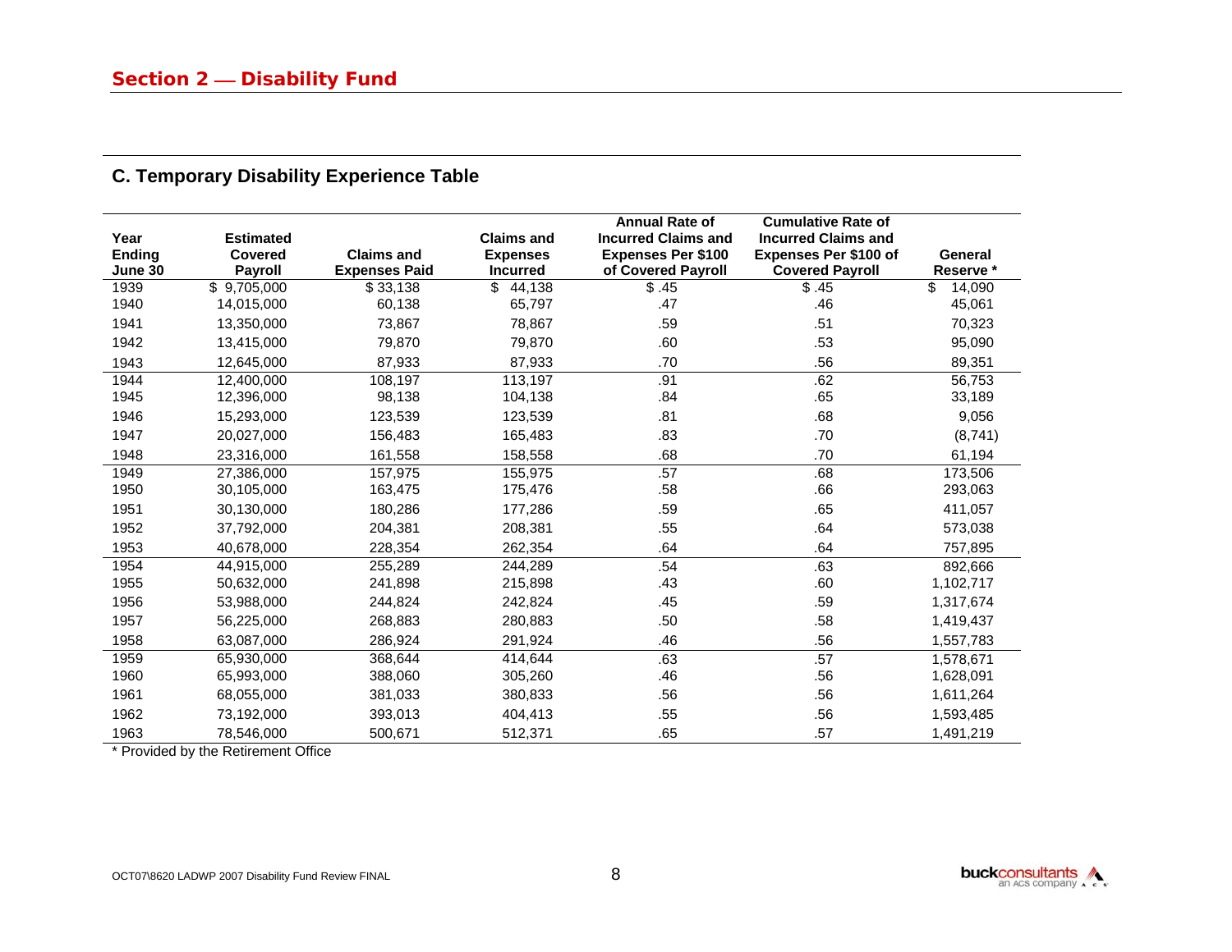## Section 2 — Disability Fund

### C. Temporary Disability Experience Table

| Year Ending June 30 | Estimated Covered Payroll | Claims and Expenses Paid | Claims and Expenses Incurred | Annual Rate of Incurred Claims and Expenses Per $100 of Covered Payroll | Cumulative Rate of Incurred Claims and Expenses Per $100 of Covered Payroll | General Reserve * |
|---|---|---|---|---|---|---|
| 1939 | $ 9,705,000 | $ 33,138 | $ 44,138 | $ .45 | $ .45 | $ 14,090 |
| 1940 | 14,015,000 | 60,138 | 65,797 | .47 | .46 | 45,061 |
| 1941 | 13,350,000 | 73,867 | 78,867 | .59 | .51 | 70,323 |
| 1942 | 13,415,000 | 79,870 | 79,870 | .60 | .53 | 95,090 |
| 1943 | 12,645,000 | 87,933 | 87,933 | .70 | .56 | 89,351 |
| 1944 | 12,400,000 | 108,197 | 113,197 | .91 | .62 | 56,753 |
| 1945 | 12,396,000 | 98,138 | 104,138 | .84 | .65 | 33,189 |
| 1946 | 15,293,000 | 123,539 | 123,539 | .81 | .68 | 9,056 |
| 1947 | 20,027,000 | 156,483 | 165,483 | .83 | .70 | (8,741) |
| 1948 | 23,316,000 | 161,558 | 158,558 | .68 | .70 | 61,194 |
| 1949 | 27,386,000 | 157,975 | 155,975 | .57 | .68 | 173,506 |
| 1950 | 30,105,000 | 163,475 | 175,476 | .58 | .66 | 293,063 |
| 1951 | 30,130,000 | 180,286 | 177,286 | .59 | .65 | 411,057 |
| 1952 | 37,792,000 | 204,381 | 208,381 | .55 | .64 | 573,038 |
| 1953 | 40,678,000 | 228,354 | 262,354 | .64 | .64 | 757,895 |
| 1954 | 44,915,000 | 255,289 | 244,289 | .54 | .63 | 892,666 |
| 1955 | 50,632,000 | 241,898 | 215,898 | .43 | .60 | 1,102,717 |
| 1956 | 53,988,000 | 244,824 | 242,824 | .45 | .59 | 1,317,674 |
| 1957 | 56,225,000 | 268,883 | 280,883 | .50 | .58 | 1,419,437 |
| 1958 | 63,087,000 | 286,924 | 291,924 | .46 | .56 | 1,557,783 |
| 1959 | 65,930,000 | 368,644 | 414,644 | .63 | .57 | 1,578,671 |
| 1960 | 65,993,000 | 388,060 | 305,260 | .46 | .56 | 1,628,091 |
| 1961 | 68,055,000 | 381,033 | 380,833 | .56 | .56 | 1,611,264 |
| 1962 | 73,192,000 | 393,013 | 404,413 | .55 | .56 | 1,593,485 |
| 1963 | 78,546,000 | 500,671 | 512,371 | .65 | .57 | 1,491,219 |

* Provided by the Retirement Office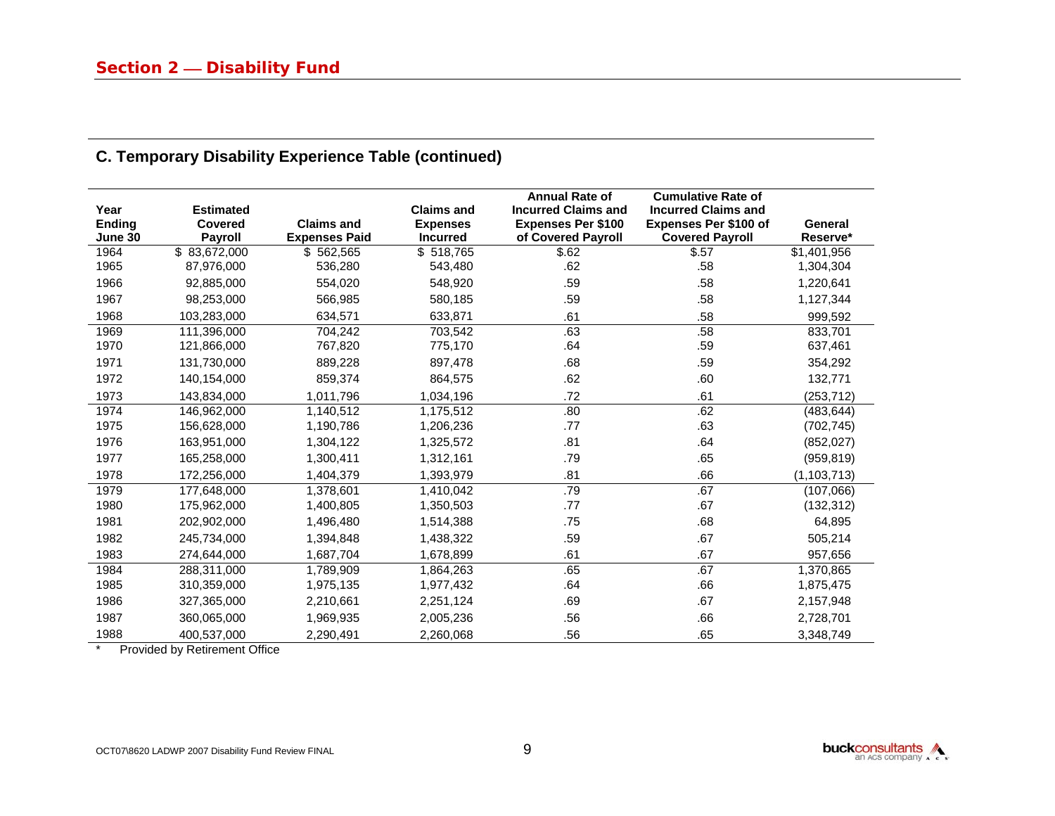## Section 2 — Disability Fund

### C. Temporary Disability Experience Table (continued)

| Year Ending June 30 | Estimated Covered Payroll | Claims and Expenses Paid | Claims and Expenses Incurred | Annual Rate of Incurred Claims and Expenses Per $100 of Covered Payroll | Cumulative Rate of Incurred Claims and Expenses Per $100 of Covered Payroll | General Reserve* |
|---|---|---|---|---|---|---|
| 1964 | $ 83,672,000 | $ 562,565 | $ 518,765 | $.62 | $.57 | $1,401,956 |
| 1965 | 87,976,000 | 536,280 | 543,480 | .62 | .58 | 1,304,304 |
| 1966 | 92,885,000 | 554,020 | 548,920 | .59 | .58 | 1,220,641 |
| 1967 | 98,253,000 | 566,985 | 580,185 | .59 | .58 | 1,127,344 |
| 1968 | 103,283,000 | 634,571 | 633,871 | .61 | .58 | 999,592 |
| 1969 | 111,396,000 | 704,242 | 703,542 | .63 | .58 | 833,701 |
| 1970 | 121,866,000 | 767,820 | 775,170 | .64 | .59 | 637,461 |
| 1971 | 131,730,000 | 889,228 | 897,478 | .68 | .59 | 354,292 |
| 1972 | 140,154,000 | 859,374 | 864,575 | .62 | .60 | 132,771 |
| 1973 | 143,834,000 | 1,011,796 | 1,034,196 | .72 | .61 | (253,712) |
| 1974 | 146,962,000 | 1,140,512 | 1,175,512 | .80 | .62 | (483,644) |
| 1975 | 156,628,000 | 1,190,786 | 1,206,236 | .77 | .63 | (702,745) |
| 1976 | 163,951,000 | 1,304,122 | 1,325,572 | .81 | .64 | (852,027) |
| 1977 | 165,258,000 | 1,300,411 | 1,312,161 | .79 | .65 | (959,819) |
| 1978 | 172,256,000 | 1,404,379 | 1,393,979 | .81 | .66 | (1,103,713) |
| 1979 | 177,648,000 | 1,378,601 | 1,410,042 | .79 | .67 | (107,066) |
| 1980 | 175,962,000 | 1,400,805 | 1,350,503 | .77 | .67 | (132,312) |
| 1981 | 202,902,000 | 1,496,480 | 1,514,388 | .75 | .68 | 64,895 |
| 1982 | 245,734,000 | 1,394,848 | 1,438,322 | .59 | .67 | 505,214 |
| 1983 | 274,644,000 | 1,687,704 | 1,678,899 | .61 | .67 | 957,656 |
| 1984 | 288,311,000 | 1,789,909 | 1,864,263 | .65 | .67 | 1,370,865 |
| 1985 | 310,359,000 | 1,975,135 | 1,977,432 | .64 | .66 | 1,875,475 |
| 1986 | 327,365,000 | 2,210,661 | 2,251,124 | .69 | .67 | 2,157,948 |
| 1987 | 360,065,000 | 1,969,935 | 2,005,236 | .56 | .66 | 2,728,701 |
| 1988 | 400,537,000 | 2,290,491 | 2,260,068 | .56 | .65 | 3,348,749 |

\* Provided by Retirement Office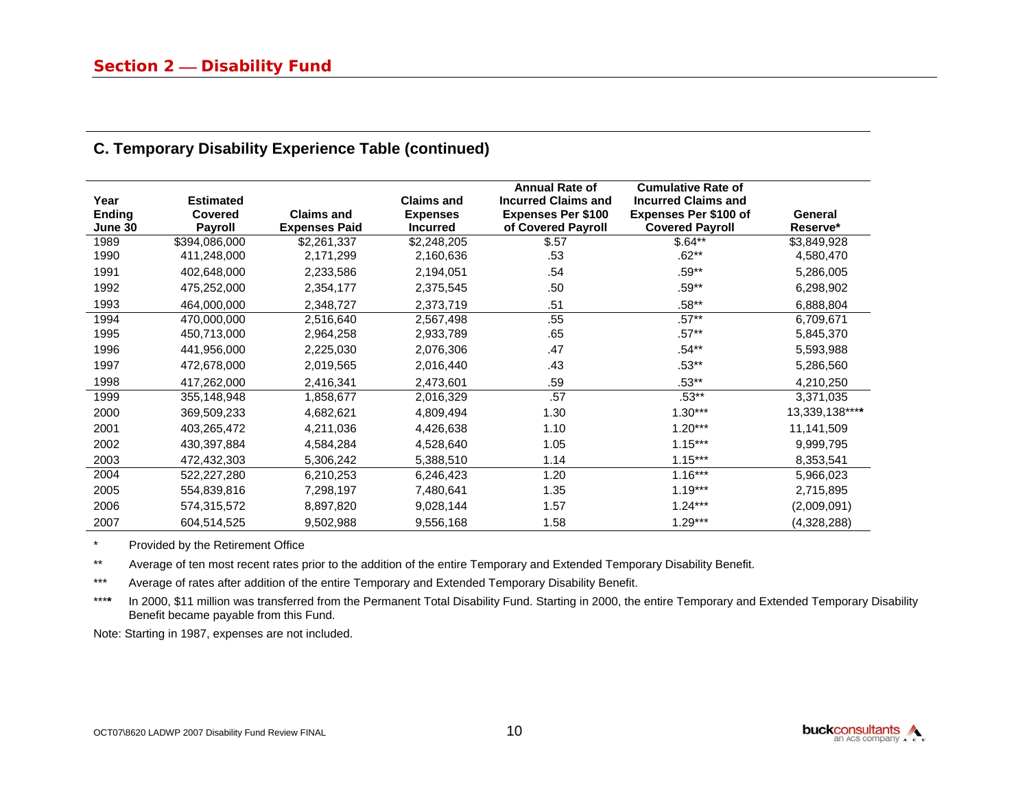## Section 2 — Disability Fund

### C. Temporary Disability Experience Table (continued)

| Year Ending June 30 | Estimated Covered Payroll | Claims and Expenses Paid | Claims and Expenses Incurred | Annual Rate of Incurred Claims and Expenses Per $100 of Covered Payroll | Cumulative Rate of Incurred Claims and Expenses Per $100 of Covered Payroll | General Reserve* |
|---|---|---|---|---|---|---|
| 1989 | $394,086,000 | $2,261,337 | $2,248,205 | $.57 | $.64** | $3,849,928 |
| 1990 | 411,248,000 | 2,171,299 | 2,160,636 | .53 | .62** | 4,580,470 |
| 1991 | 402,648,000 | 2,233,586 | 2,194,051 | .54 | .59** | 5,286,005 |
| 1992 | 475,252,000 | 2,354,177 | 2,375,545 | .50 | .59** | 6,298,902 |
| 1993 | 464,000,000 | 2,348,727 | 2,373,719 | .51 | .58** | 6,888,804 |
| 1994 | 470,000,000 | 2,516,640 | 2,567,498 | .55 | .57** | 6,709,671 |
| 1995 | 450,713,000 | 2,964,258 | 2,933,789 | .65 | .57** | 5,845,370 |
| 1996 | 441,956,000 | 2,225,030 | 2,076,306 | .47 | .54** | 5,593,988 |
| 1997 | 472,678,000 | 2,019,565 | 2,016,440 | .43 | .53** | 5,286,560 |
| 1998 | 417,262,000 | 2,416,341 | 2,473,601 | .59 | .53** | 4,210,250 |
| 1999 | 355,148,948 | 1,858,677 | 2,016,329 | .57 | .53** | 3,371,035 |
| 2000 | 369,509,233 | 4,682,621 | 4,809,494 | 1.30 | 1.30*** | 13,339,138**** |
| 2001 | 403,265,472 | 4,211,036 | 4,426,638 | 1.10 | 1.20*** | 11,141,509 |
| 2002 | 430,397,884 | 4,584,284 | 4,528,640 | 1.05 | 1.15*** | 9,999,795 |
| 2003 | 472,432,303 | 5,306,242 | 5,388,510 | 1.14 | 1.15*** | 8,353,541 |
| 2004 | 522,227,280 | 6,210,253 | 6,246,423 | 1.20 | 1.16*** | 5,966,023 |
| 2005 | 554,839,816 | 7,298,197 | 7,480,641 | 1.35 | 1.19*** | 2,715,895 |
| 2006 | 574,315,572 | 8,897,820 | 9,028,144 | 1.57 | 1.24*** | (2,009,091) |
| 2007 | 604,514,525 | 9,502,988 | 9,556,168 | 1.58 | 1.29*** | (4,328,288) |

\* Provided by the Retirement Office

\*\* Average of ten most recent rates prior to the addition of the entire Temporary and Extended Temporary Disability Benefit.

\*\*\* Average of rates after addition of the entire Temporary and Extended Temporary Disability Benefit.

\*\*\*\* In 2000, $11 million was transferred from the Permanent Total Disability Fund. Starting in 2000, the entire Temporary and Extended Temporary Disability Benefit became payable from this Fund.

Note: Starting in 1987, expenses are not included.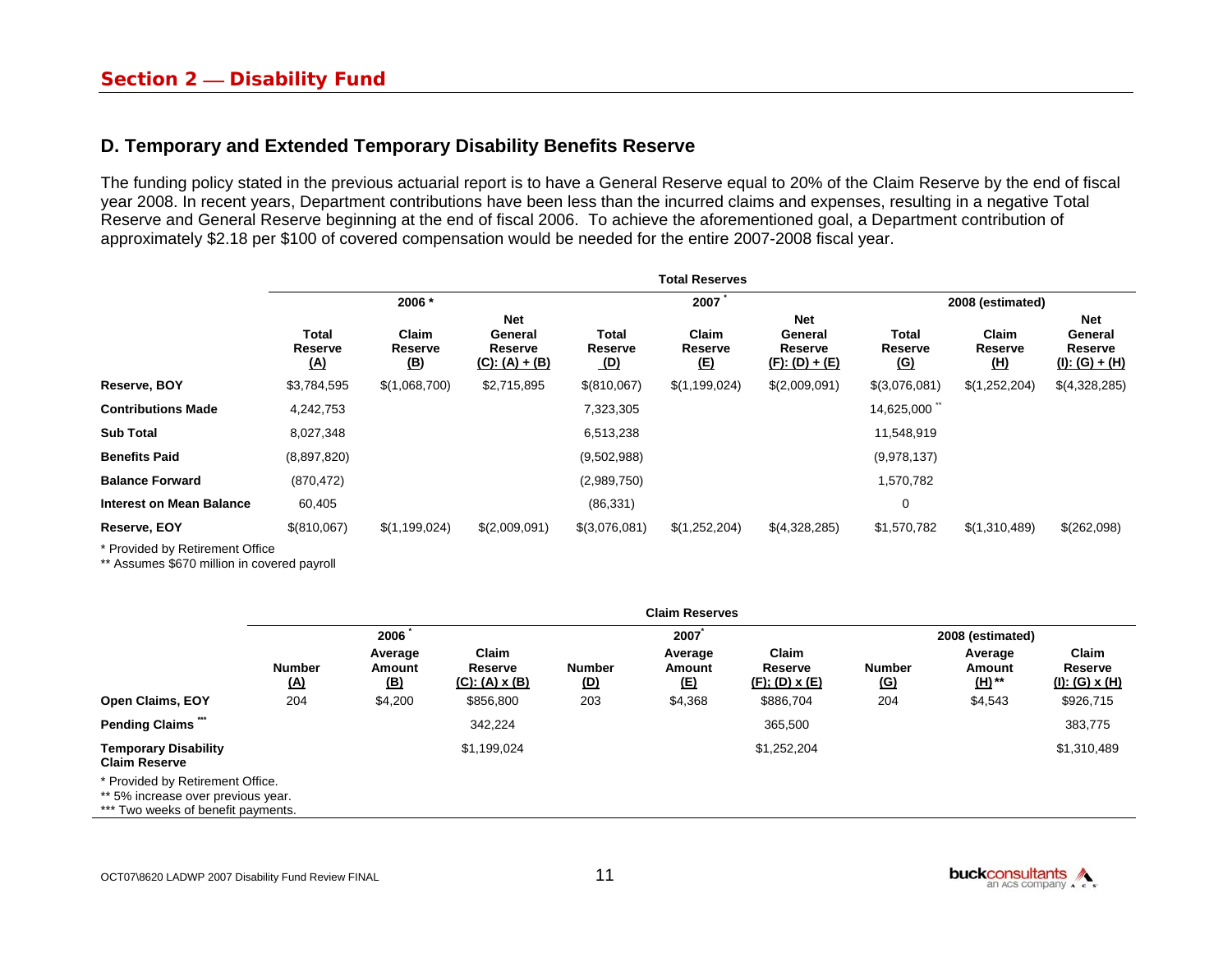## Section 2 — Disability Fund

### D. Temporary and Extended Temporary Disability Benefits Reserve

The funding policy stated in the previous actuarial report is to have a General Reserve equal to 20% of the Claim Reserve by the end of fiscal year 2008. In recent years, Department contributions have been less than the incurred claims and expenses, resulting in a negative Total Reserve and General Reserve beginning at the end of fiscal 2006. To achieve the aforementioned goal, a Department contribution of approximately $2.18 per $100 of covered compensation would be needed for the entire 2007-2008 fiscal year.

**Total Reserves**

| | 2006 * | | | 2007 * | | | 2008 (estimated) | | |
|---|---|---|---|---|---|---|---|---|---|
| | Total Reserve (A) | Claim Reserve (B) | Net General Reserve (C): (A) + (B) | Total Reserve (D) | Claim Reserve (E) | Net General Reserve (F): (D) + (E) | Total Reserve (G) | Claim Reserve (H) | Net General Reserve (I): (G) + (H) |
| **Reserve, BOY** | $3,784,595 | $(1,068,700) | $2,715,895 | $(810,067) | $(1,199,024) | $(2,009,091) | $(3,076,081) | $(1,252,204) | $(4,328,285) |
| **Contributions Made** | 4,242,753 | | | 7,323,305 | | | 14,625,000 ** | | |
| **Sub Total** | 8,027,348 | | | 6,513,238 | | | 11,548,919 | | |
| **Benefits Paid** | (8,897,820) | | | (9,502,988) | | | (9,978,137) | | |
| **Balance Forward** | (870,472) | | | (2,989,750) | | | 1,570,782 | | |
| **Interest on Mean Balance** | 60,405 | | | (86,331) | | | 0 | | |
| **Reserve, EOY** | $(810,067) | $(1,199,024) | $(2,009,091) | $(3,076,081) | $(1,252,204) | $(4,328,285) | $1,570,782 | $(1,310,489) | $(262,098) |

\* Provided by Retirement Office
\*\* Assumes $670 million in covered payroll

**Claim Reserves**

| | 2006 * | | | 2007 * | | | 2008 (estimated) | | |
|---|---|---|---|---|---|---|---|---|---|
| | Number (A) | Average Amount (B) | Claim Reserve (C): (A) x (B) | Number (D) | Average Amount (E) | Claim Reserve (F); (D) x (E) | Number (G) | Average Amount (H) ** | Claim Reserve (I): (G) x (H) |
| **Open Claims, EOY** | 204 | $4,200 | $856,800 | 203 | $4,368 | $886,704 | 204 | $4,543 | $926,715 |
| **Pending Claims \*\*\*** | | | 342,224 | | | 365,500 | | | 383,775 |
| **Temporary Disability Claim Reserve** | | | $1,199,024 | | | $1,252,204 | | | $1,310,489 |

\* Provided by Retirement Office.
\*\* 5% increase over previous year.
\*\*\* Two weeks of benefit payments.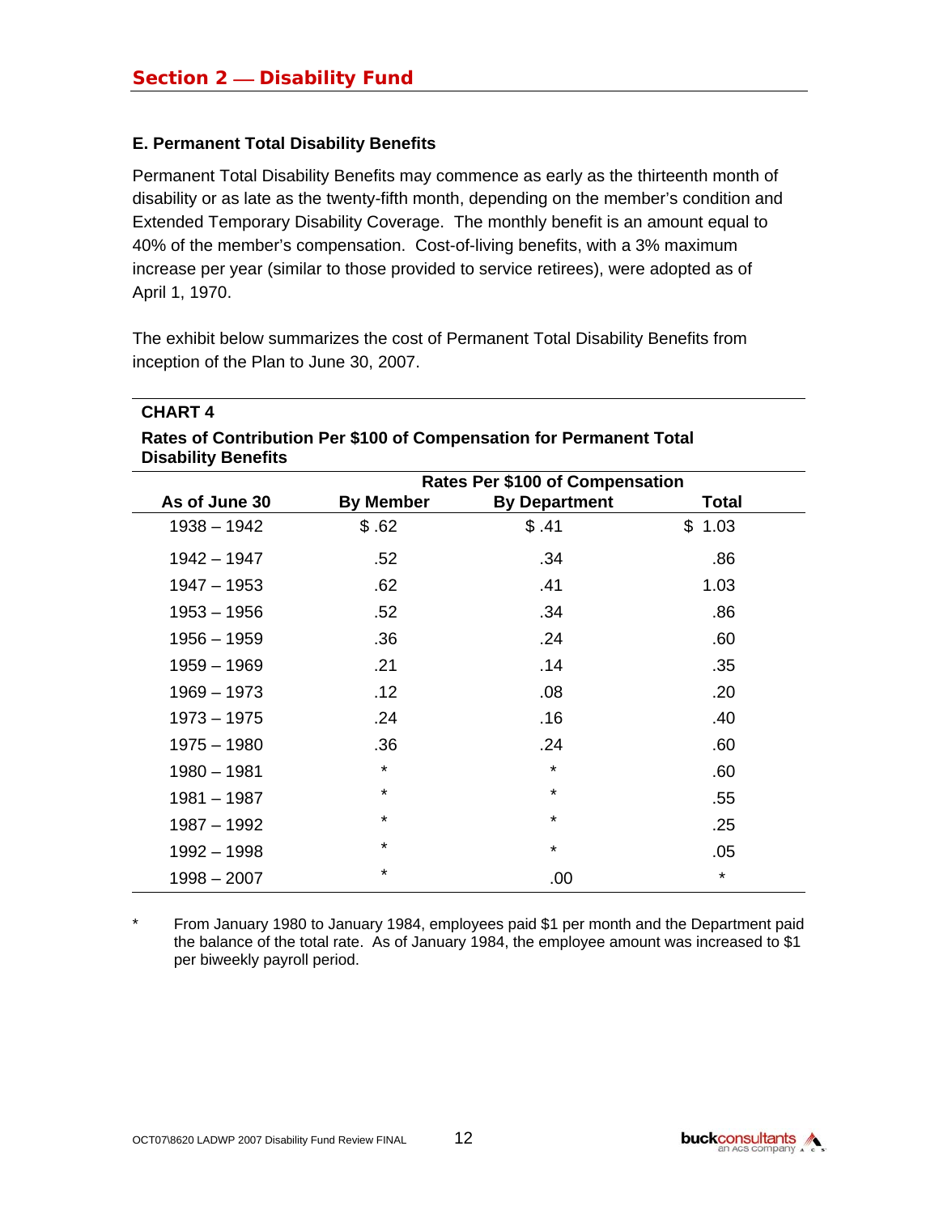## Section 2 — Disability Fund

### E. Permanent Total Disability Benefits

Permanent Total Disability Benefits may commence as early as the thirteenth month of disability or as late as the twenty-fifth month, depending on the member's condition and Extended Temporary Disability Coverage. The monthly benefit is an amount equal to 40% of the member's compensation. Cost-of-living benefits, with a 3% maximum increase per year (similar to those provided to service retirees), were adopted as of April 1, 1970.

The exhibit below summarizes the cost of Permanent Total Disability Benefits from inception of the Plan to June 30, 2007.

**CHART 4**

**Rates of Contribution Per $100 of Compensation for Permanent Total Disability Benefits**

| | Rates Per $100 of Compensation | | |
|---|---|---|---|
| **As of June 30** | **By Member** | **By Department** | **Total** |
| 1938 – 1942 | $ .62 | $ .41 | $ 1.03 |
| 1942 – 1947 | .52 | .34 | .86 |
| 1947 – 1953 | .62 | .41 | 1.03 |
| 1953 – 1956 | .52 | .34 | .86 |
| 1956 – 1959 | .36 | .24 | .60 |
| 1959 – 1969 | .21 | .14 | .35 |
| 1969 – 1973 | .12 | .08 | .20 |
| 1973 – 1975 | .24 | .16 | .40 |
| 1975 – 1980 | .36 | .24 | .60 |
| 1980 – 1981 | * | * | .60 |
| 1981 – 1987 | * | * | .55 |
| 1987 – 1992 | * | * | .25 |
| 1992 – 1998 | * | * | .05 |
| 1998 – 2007 | * | .00 | * |

\* From January 1980 to January 1984, employees paid $1 per month and the Department paid the balance of the total rate. As of January 1984, the employee amount was increased to $1 per biweekly payroll period.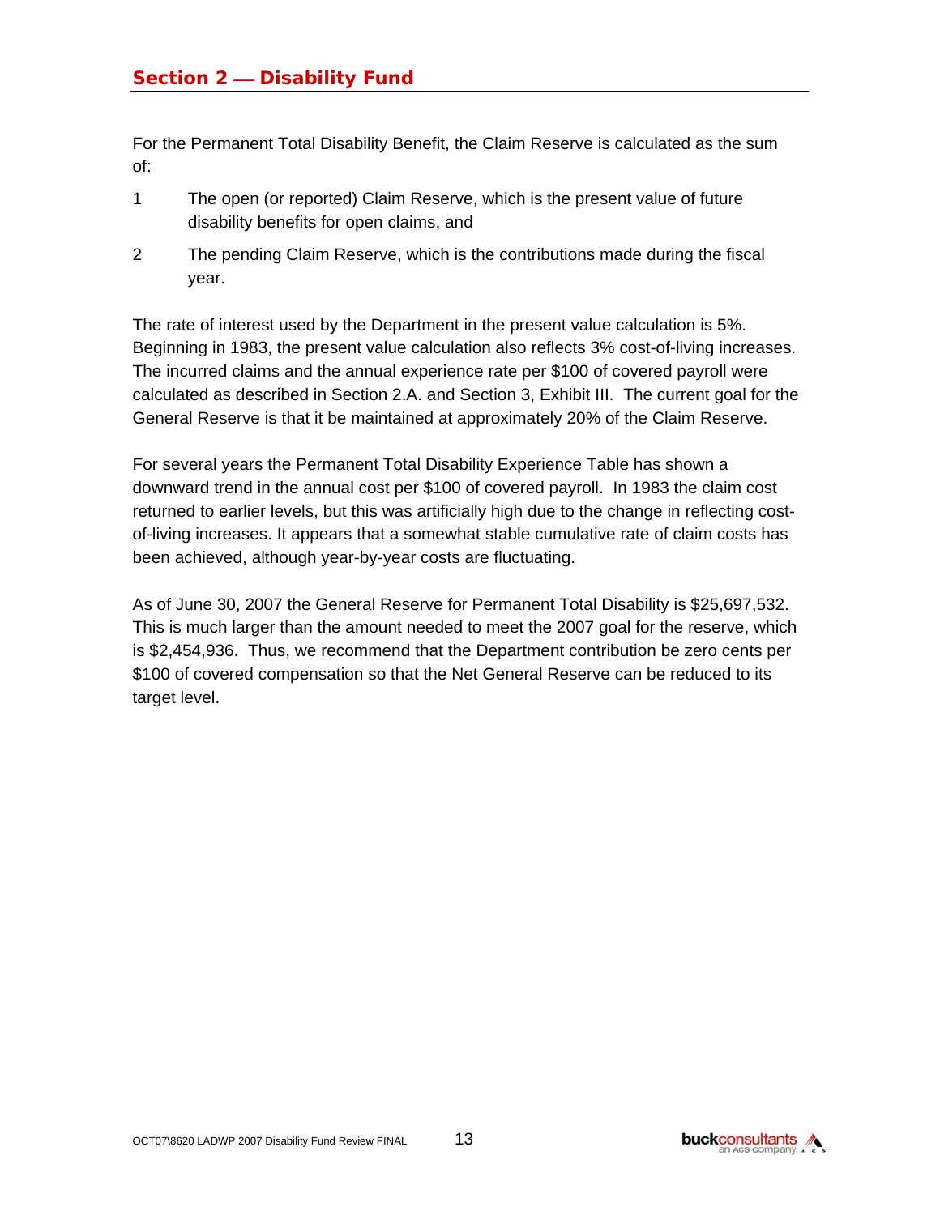## Section 2 — Disability Fund

For the Permanent Total Disability Benefit, the Claim Reserve is calculated as the sum of:

1. The open (or reported) Claim Reserve, which is the present value of future disability benefits for open claims, and
2. The pending Claim Reserve, which is the contributions made during the fiscal year.

The rate of interest used by the Department in the present value calculation is 5%. Beginning in 1983, the present value calculation also reflects 3% cost-of-living increases. The incurred claims and the annual experience rate per $100 of covered payroll were calculated as described in Section 2.A. and Section 3, Exhibit III. The current goal for the General Reserve is that it be maintained at approximately 20% of the Claim Reserve.

For several years the Permanent Total Disability Experience Table has shown a downward trend in the annual cost per $100 of covered payroll. In 1983 the claim cost returned to earlier levels, but this was artificially high due to the change in reflecting cost-of-living increases. It appears that a somewhat stable cumulative rate of claim costs has been achieved, although year-by-year costs are fluctuating.

As of June 30, 2007 the General Reserve for Permanent Total Disability is $25,697,532. This is much larger than the amount needed to meet the 2007 goal for the reserve, which is $2,454,936. Thus, we recommend that the Department contribution be zero cents per $100 of covered compensation so that the Net General Reserve can be reduced to its target level.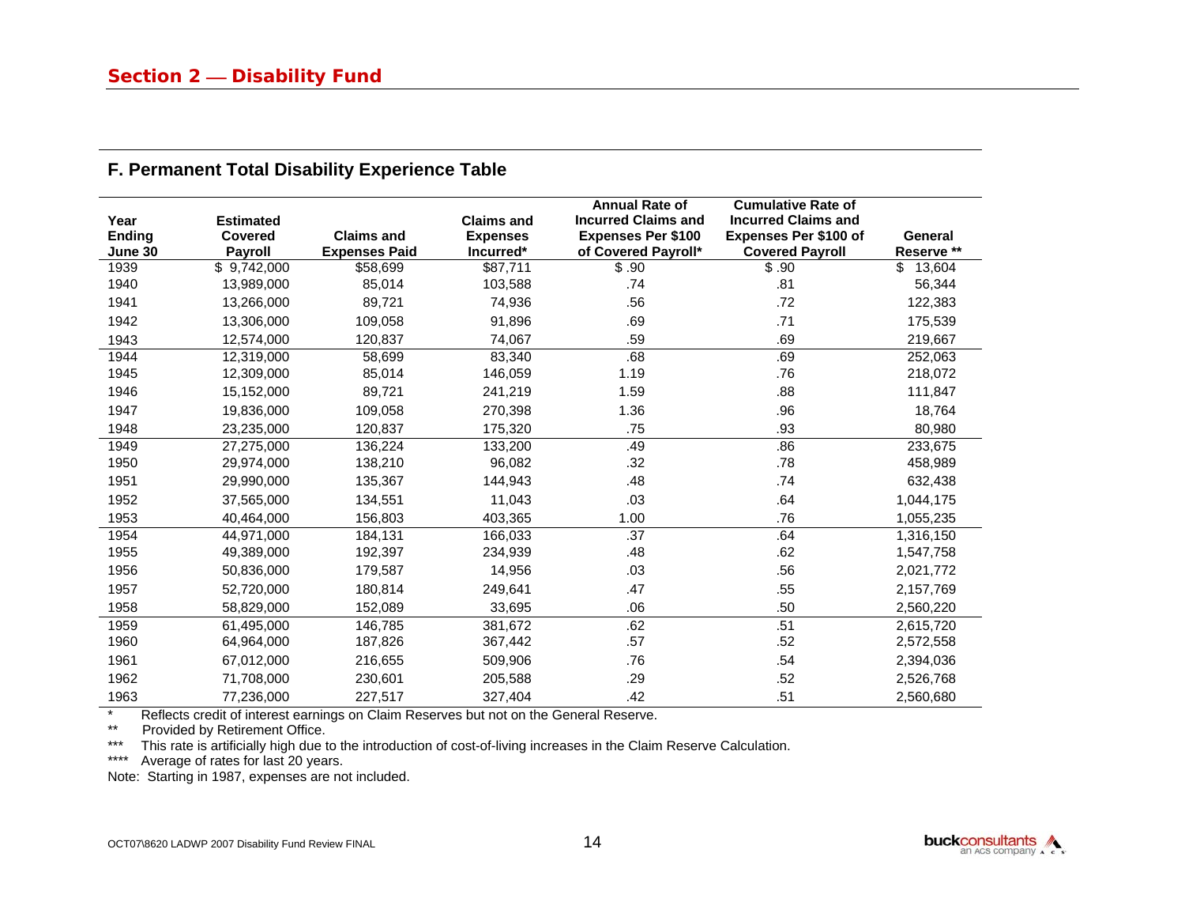## Section 2 — Disability Fund

### F. Permanent Total Disability Experience Table

| Year Ending June 30 | Estimated Covered Payroll | Claims and Expenses Paid | Claims and Expenses Incurred* | Annual Rate of Incurred Claims and Expenses Per $100 of Covered Payroll* | Cumulative Rate of Incurred Claims and Expenses Per $100 of Covered Payroll | General Reserve ** |
|---|---|---|---|---|---|---|
| 1939 | $ 9,742,000 | $58,699 | $87,711 | $ .90 | $ .90 | $ 13,604 |
| 1940 | 13,989,000 | 85,014 | 103,588 | .74 | .81 | 56,344 |
| 1941 | 13,266,000 | 89,721 | 74,936 | .56 | .72 | 122,383 |
| 1942 | 13,306,000 | 109,058 | 91,896 | .69 | .71 | 175,539 |
| 1943 | 12,574,000 | 120,837 | 74,067 | .59 | .69 | 219,667 |
| 1944 | 12,319,000 | 58,699 | 83,340 | .68 | .69 | 252,063 |
| 1945 | 12,309,000 | 85,014 | 146,059 | 1.19 | .76 | 218,072 |
| 1946 | 15,152,000 | 89,721 | 241,219 | 1.59 | .88 | 111,847 |
| 1947 | 19,836,000 | 109,058 | 270,398 | 1.36 | .96 | 18,764 |
| 1948 | 23,235,000 | 120,837 | 175,320 | .75 | .93 | 80,980 |
| 1949 | 27,275,000 | 136,224 | 133,200 | .49 | .86 | 233,675 |
| 1950 | 29,974,000 | 138,210 | 96,082 | .32 | .78 | 458,989 |
| 1951 | 29,990,000 | 135,367 | 144,943 | .48 | .74 | 632,438 |
| 1952 | 37,565,000 | 134,551 | 11,043 | .03 | .64 | 1,044,175 |
| 1953 | 40,464,000 | 156,803 | 403,365 | 1.00 | .76 | 1,055,235 |
| 1954 | 44,971,000 | 184,131 | 166,033 | .37 | .64 | 1,316,150 |
| 1955 | 49,389,000 | 192,397 | 234,939 | .48 | .62 | 1,547,758 |
| 1956 | 50,836,000 | 179,587 | 14,956 | .03 | .56 | 2,021,772 |
| 1957 | 52,720,000 | 180,814 | 249,641 | .47 | .55 | 2,157,769 |
| 1958 | 58,829,000 | 152,089 | 33,695 | .06 | .50 | 2,560,220 |
| 1959 | 61,495,000 | 146,785 | 381,672 | .62 | .51 | 2,615,720 |
| 1960 | 64,964,000 | 187,826 | 367,442 | .57 | .52 | 2,572,558 |
| 1961 | 67,012,000 | 216,655 | 509,906 | .76 | .54 | 2,394,036 |
| 1962 | 71,708,000 | 230,601 | 205,588 | .29 | .52 | 2,526,768 |
| 1963 | 77,236,000 | 227,517 | 327,404 | .42 | .51 | 2,560,680 |

\* Reflects credit of interest earnings on Claim Reserves but not on the General Reserve.

** Provided by Retirement Office.

*** This rate is artificially high due to the introduction of cost-of-living increases in the Claim Reserve Calculation.

**** Average of rates for last 20 years.

Note: Starting in 1987, expenses are not included.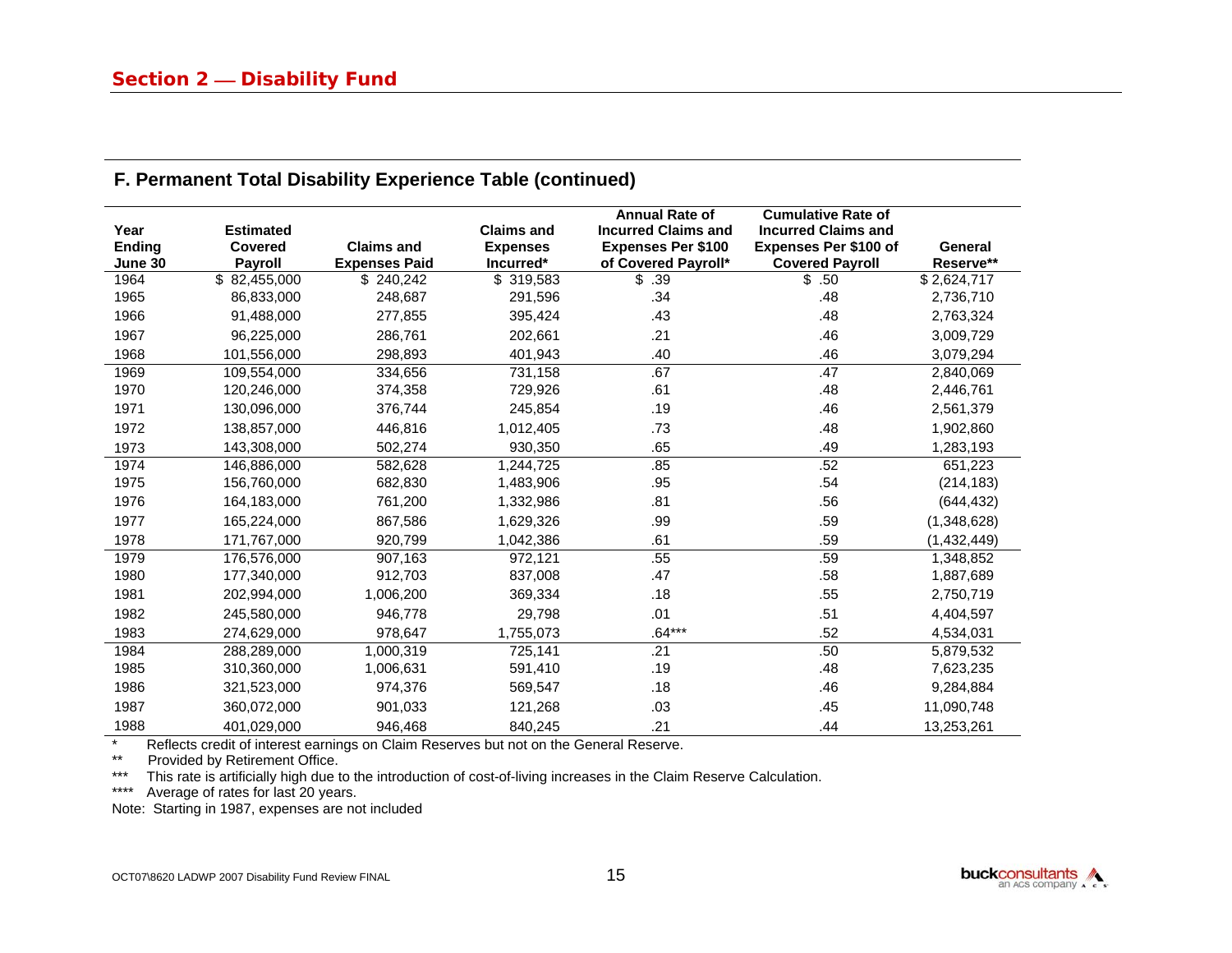## Section 2 — Disability Fund

### F. Permanent Total Disability Experience Table (continued)

| Year Ending June 30 | Estimated Covered Payroll | Claims and Expenses Paid | Claims and Expenses Incurred* | Annual Rate of Incurred Claims and Expenses Per $100 of Covered Payroll* | Cumulative Rate of Incurred Claims and Expenses Per $100 of Covered Payroll | General Reserve** |
|---|---|---|---|---|---|---|
| 1964 | $ 82,455,000 | $ 240,242 | $ 319,583 | $ .39 | $ .50 | $ 2,624,717 |
| 1965 | 86,833,000 | 248,687 | 291,596 | .34 | .48 | 2,736,710 |
| 1966 | 91,488,000 | 277,855 | 395,424 | .43 | .48 | 2,763,324 |
| 1967 | 96,225,000 | 286,761 | 202,661 | .21 | .46 | 3,009,729 |
| 1968 | 101,556,000 | 298,893 | 401,943 | .40 | .46 | 3,079,294 |
| 1969 | 109,554,000 | 334,656 | 731,158 | .67 | .47 | 2,840,069 |
| 1970 | 120,246,000 | 374,358 | 729,926 | .61 | .48 | 2,446,761 |
| 1971 | 130,096,000 | 376,744 | 245,854 | .19 | .46 | 2,561,379 |
| 1972 | 138,857,000 | 446,816 | 1,012,405 | .73 | .48 | 1,902,860 |
| 1973 | 143,308,000 | 502,274 | 930,350 | .65 | .49 | 1,283,193 |
| 1974 | 146,886,000 | 582,628 | 1,244,725 | .85 | .52 | 651,223 |
| 1975 | 156,760,000 | 682,830 | 1,483,906 | .95 | .54 | (214,183) |
| 1976 | 164,183,000 | 761,200 | 1,332,986 | .81 | .56 | (644,432) |
| 1977 | 165,224,000 | 867,586 | 1,629,326 | .99 | .59 | (1,348,628) |
| 1978 | 171,767,000 | 920,799 | 1,042,386 | .61 | .59 | (1,432,449) |
| 1979 | 176,576,000 | 907,163 | 972,121 | .55 | .59 | 1,348,852 |
| 1980 | 177,340,000 | 912,703 | 837,008 | .47 | .58 | 1,887,689 |
| 1981 | 202,994,000 | 1,006,200 | 369,334 | .18 | .55 | 2,750,719 |
| 1982 | 245,580,000 | 946,778 | 29,798 | .01 | .51 | 4,404,597 |
| 1983 | 274,629,000 | 978,647 | 1,755,073 | .64*** | .52 | 4,534,031 |
| 1984 | 288,289,000 | 1,000,319 | 725,141 | .21 | .50 | 5,879,532 |
| 1985 | 310,360,000 | 1,006,631 | 591,410 | .19 | .48 | 7,623,235 |
| 1986 | 321,523,000 | 974,376 | 569,547 | .18 | .46 | 9,284,884 |
| 1987 | 360,072,000 | 901,033 | 121,268 | .03 | .45 | 11,090,748 |
| 1988 | 401,029,000 | 946,468 | 840,245 | .21 | .44 | 13,253,261 |

\* Reflects credit of interest earnings on Claim Reserves but not on the General Reserve.

** Provided by Retirement Office.

*** This rate is artificially high due to the introduction of cost-of-living increases in the Claim Reserve Calculation.

**** Average of rates for last 20 years.

Note: Starting in 1987, expenses are not included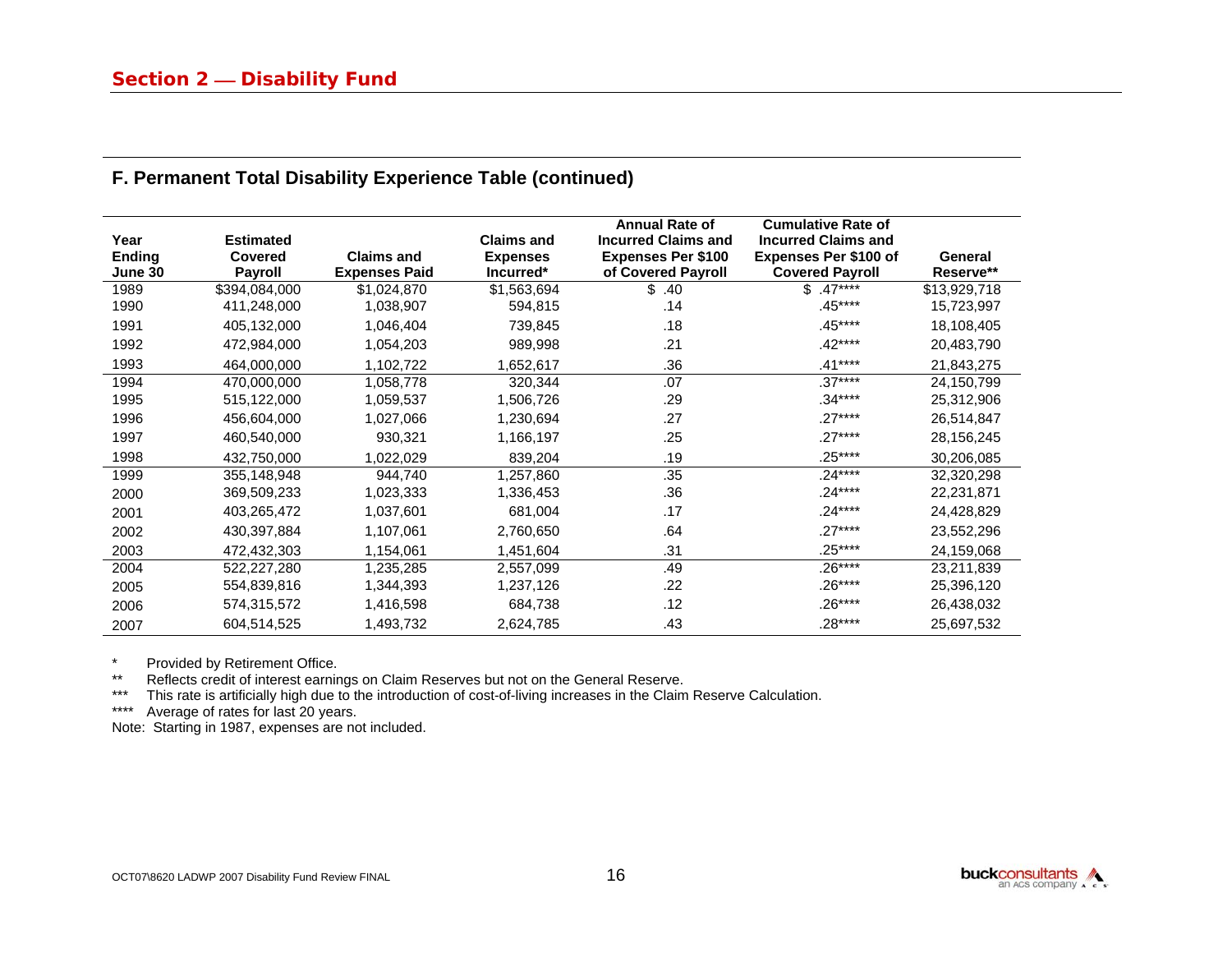## Section 2 — Disability Fund

### F. Permanent Total Disability Experience Table (continued)

| Year Ending June 30 | Estimated Covered Payroll | Claims and Expenses Paid | Claims and Expenses Incurred* | Annual Rate of Incurred Claims and Expenses Per $100 of Covered Payroll | Cumulative Rate of Incurred Claims and Expenses Per $100 of Covered Payroll | General Reserve** |
|---|---|---|---|---|---|---|
| 1989 | $394,084,000 | $1,024,870 | $1,563,694 | $ .40 | $ .47**** | $13,929,718 |
| 1990 | 411,248,000 | 1,038,907 | 594,815 | .14 | .45**** | 15,723,997 |
| 1991 | 405,132,000 | 1,046,404 | 739,845 | .18 | .45**** | 18,108,405 |
| 1992 | 472,984,000 | 1,054,203 | 989,998 | .21 | .42**** | 20,483,790 |
| 1993 | 464,000,000 | 1,102,722 | 1,652,617 | .36 | .41**** | 21,843,275 |
| 1994 | 470,000,000 | 1,058,778 | 320,344 | .07 | .37**** | 24,150,799 |
| 1995 | 515,122,000 | 1,059,537 | 1,506,726 | .29 | .34**** | 25,312,906 |
| 1996 | 456,604,000 | 1,027,066 | 1,230,694 | .27 | .27**** | 26,514,847 |
| 1997 | 460,540,000 | 930,321 | 1,166,197 | .25 | .27**** | 28,156,245 |
| 1998 | 432,750,000 | 1,022,029 | 839,204 | .19 | .25**** | 30,206,085 |
| 1999 | 355,148,948 | 944,740 | 1,257,860 | .35 | .24**** | 32,320,298 |
| 2000 | 369,509,233 | 1,023,333 | 1,336,453 | .36 | .24**** | 22,231,871 |
| 2001 | 403,265,472 | 1,037,601 | 681,004 | .17 | .24**** | 24,428,829 |
| 2002 | 430,397,884 | 1,107,061 | 2,760,650 | .64 | .27**** | 23,552,296 |
| 2003 | 472,432,303 | 1,154,061 | 1,451,604 | .31 | .25**** | 24,159,068 |
| 2004 | 522,227,280 | 1,235,285 | 2,557,099 | .49 | .26**** | 23,211,839 |
| 2005 | 554,839,816 | 1,344,393 | 1,237,126 | .22 | .26**** | 25,396,120 |
| 2006 | 574,315,572 | 1,416,598 | 684,738 | .12 | .26**** | 26,438,032 |
| 2007 | 604,514,525 | 1,493,732 | 2,624,785 | .43 | .28**** | 25,697,532 |

\* Provided by Retirement Office.

** Reflects credit of interest earnings on Claim Reserves but not on the General Reserve.

*** This rate is artificially high due to the introduction of cost-of-living increases in the Claim Reserve Calculation.

**** Average of rates for last 20 years.

Note: Starting in 1987, expenses are not included.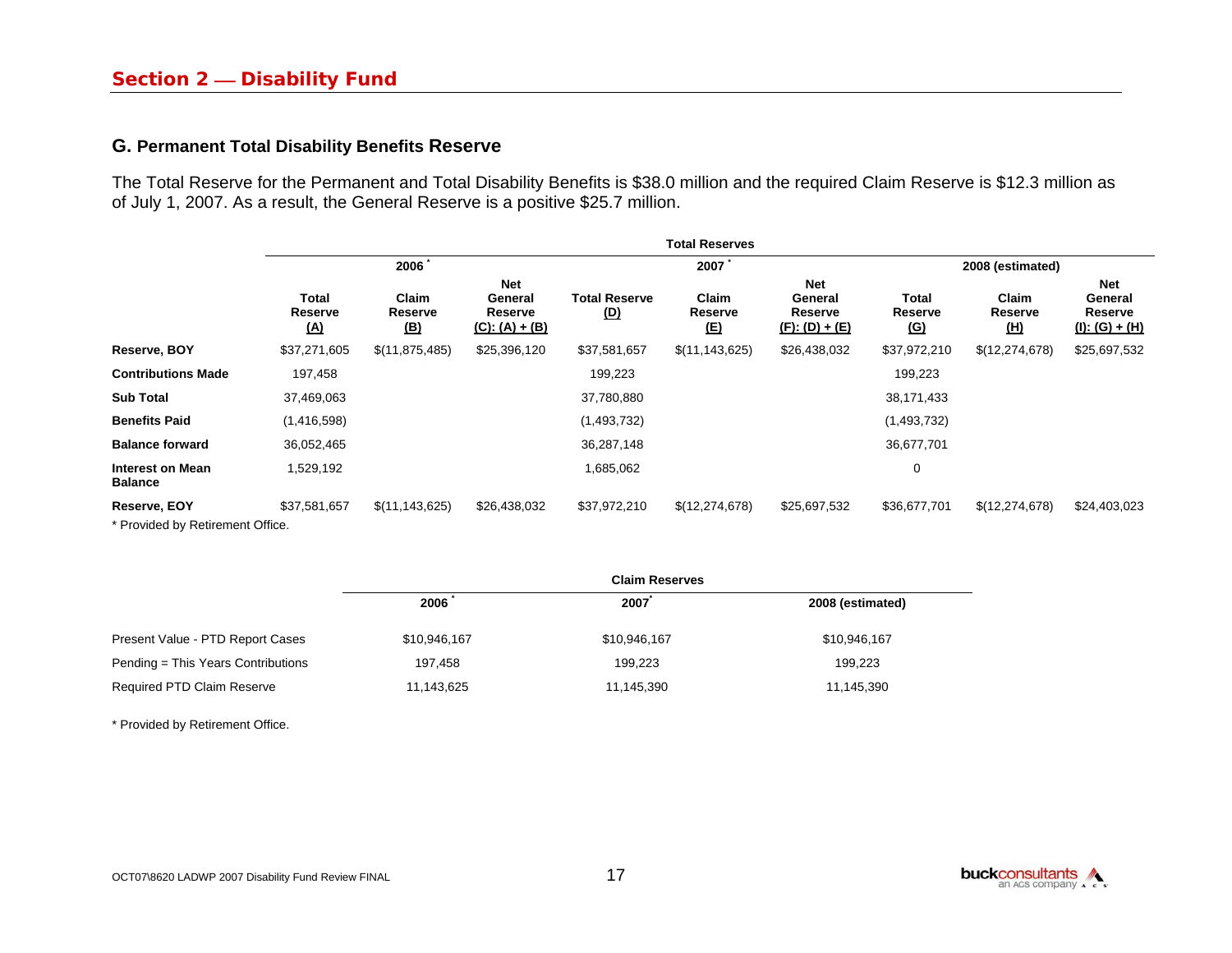## Section 2 — Disability Fund

### G. Permanent Total Disability Benefits Reserve

The Total Reserve for the Permanent and Total Disability Benefits is \$38.0 million and the required Claim Reserve is \$12.3 million as of July 1, 2007. As a result, the General Reserve is a positive \$25.7 million.

| | Total Reserves | | | | | | | | |
|---|---|---|---|---|---|---|---|---|---|
| | 2006 * | | | 2007 * | | | 2008 (estimated) | | |
| | Total Reserve (A) | Claim Reserve (B) | Net General Reserve (C): (A) + (B) | Total Reserve (D) | Claim Reserve (E) | Net General Reserve (F): (D) + (E) | Total Reserve (G) | Claim Reserve (H) | Net General Reserve (I): (G) + (H) |
| **Reserve, BOY** | \$37,271,605 | \$(11,875,485) | \$25,396,120 | \$37,581,657 | \$(11,143,625) | \$26,438,032 | \$37,972,210 | \$(12,274,678) | \$25,697,532 |
| **Contributions Made** | 197,458 | | | 199,223 | | | 199,223 | | |
| **Sub Total** | 37,469,063 | | | 37,780,880 | | | 38,171,433 | | |
| **Benefits Paid** | (1,416,598) | | | (1,493,732) | | | (1,493,732) | | |
| **Balance forward** | 36,052,465 | | | 36,287,148 | | | 36,677,701 | | |
| **Interest on Mean Balance** | 1,529,192 | | | 1,685,062 | | | 0 | | |
| **Reserve, EOY** | \$37,581,657 | \$(11,143,625) | \$26,438,032 | \$37,972,210 | \$(12,274,678) | \$25,697,532 | \$36,677,701 | \$(12,274,678) | \$24,403,023 |

\* Provided by Retirement Office.

| | Claim Reserves | | |
|---|---|---|---|
| | 2006 * | 2007 * | 2008 (estimated) |
| Present Value - PTD Report Cases | \$10,946,167 | \$10,946,167 | \$10,946,167 |
| Pending = This Years Contributions | 197,458 | 199,223 | 199,223 |
| Required PTD Claim Reserve | 11,143,625 | 11,145,390 | 11,145,390 |

\* Provided by Retirement Office.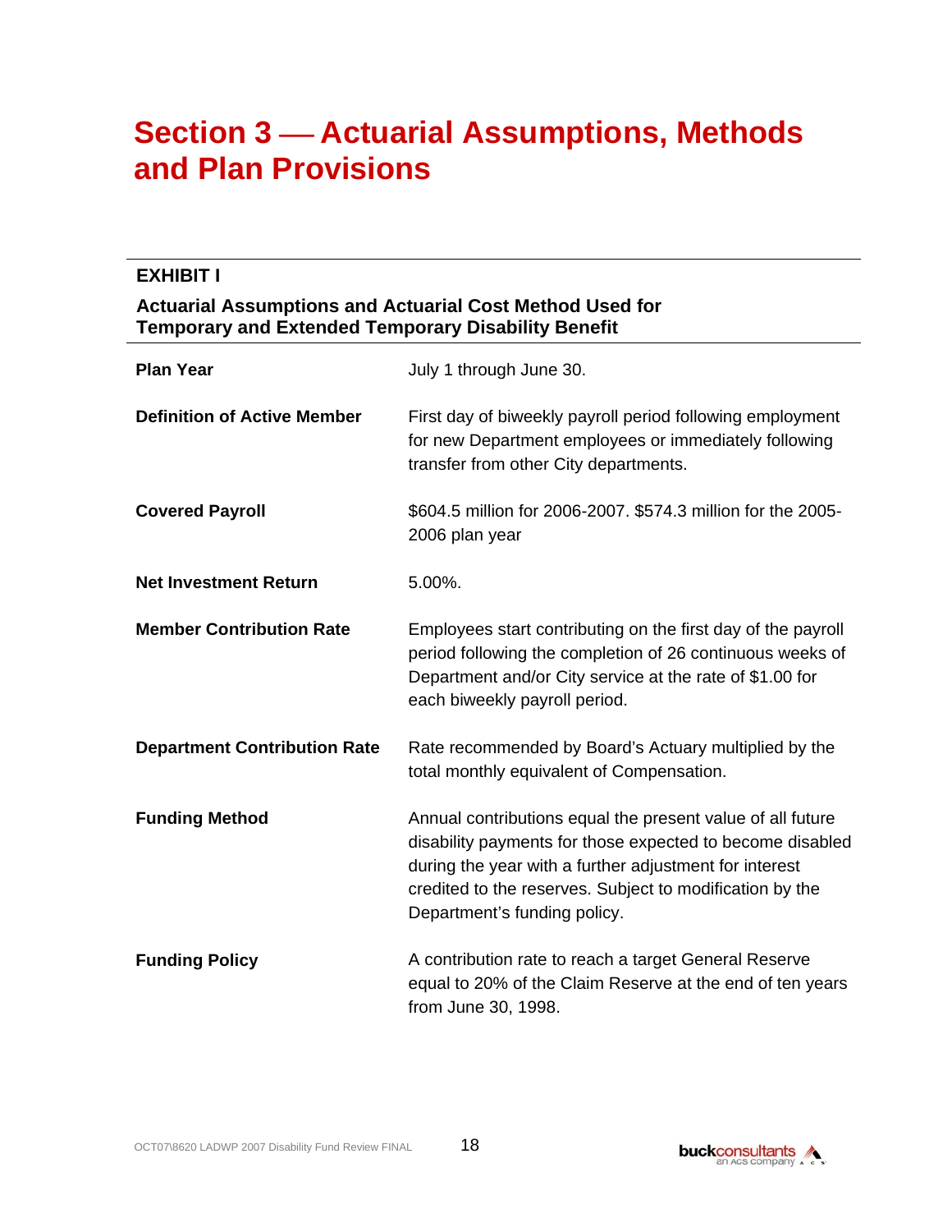# Section 3 — Actuarial Assumptions, Methods and Plan Provisions

## EXHIBIT I

### Actuarial Assumptions and Actuarial Cost Method Used for Temporary and Extended Temporary Disability Benefit

| | |
|---|---|
| **Plan Year** | July 1 through June 30. |
| **Definition of Active Member** | First day of biweekly payroll period following employment for new Department employees or immediately following transfer from other City departments. |
| **Covered Payroll** | $604.5 million for 2006-2007. $574.3 million for the 2005-2006 plan year |
| **Net Investment Return** | 5.00%. |
| **Member Contribution Rate** | Employees start contributing on the first day of the payroll period following the completion of 26 continuous weeks of Department and/or City service at the rate of $1.00 for each biweekly payroll period. |
| **Department Contribution Rate** | Rate recommended by Board's Actuary multiplied by the total monthly equivalent of Compensation. |
| **Funding Method** | Annual contributions equal the present value of all future disability payments for those expected to become disabled during the year with a further adjustment for interest credited to the reserves. Subject to modification by the Department's funding policy. |
| **Funding Policy** | A contribution rate to reach a target General Reserve equal to 20% of the Claim Reserve at the end of ten years from June 30, 1998. |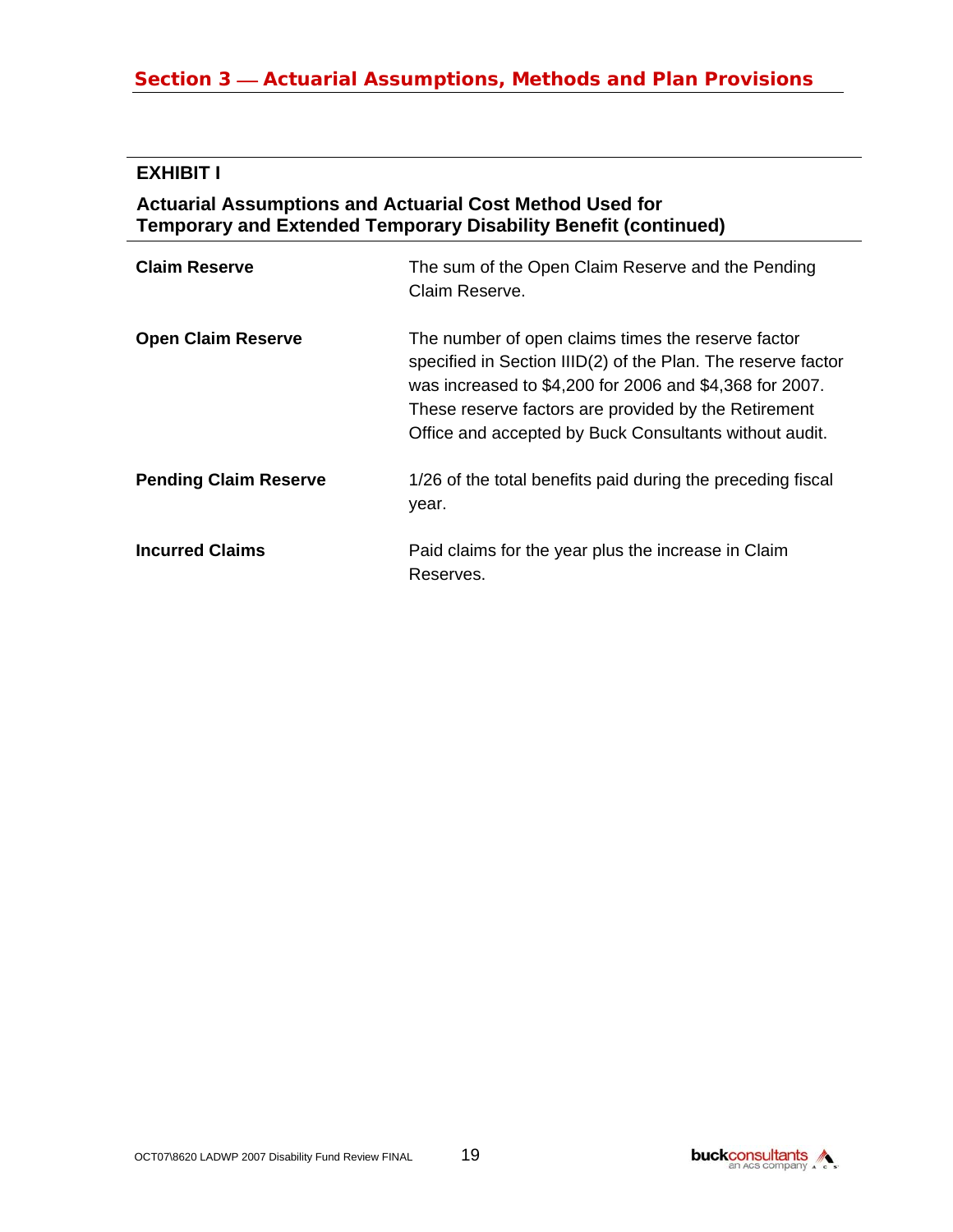## Section 3 — Actuarial Assumptions, Methods and Plan Provisions

### EXHIBIT I

**Actuarial Assumptions and Actuarial Cost Method Used for Temporary and Extended Temporary Disability Benefit (continued)**

| | |
|---|---|
| **Claim Reserve** | The sum of the Open Claim Reserve and the Pending Claim Reserve. |
| **Open Claim Reserve** | The number of open claims times the reserve factor specified in Section IIID(2) of the Plan. The reserve factor was increased to $4,200 for 2006 and $4,368 for 2007. These reserve factors are provided by the Retirement Office and accepted by Buck Consultants without audit. |
| **Pending Claim Reserve** | 1/26 of the total benefits paid during the preceding fiscal year. |
| **Incurred Claims** | Paid claims for the year plus the increase in Claim Reserves. |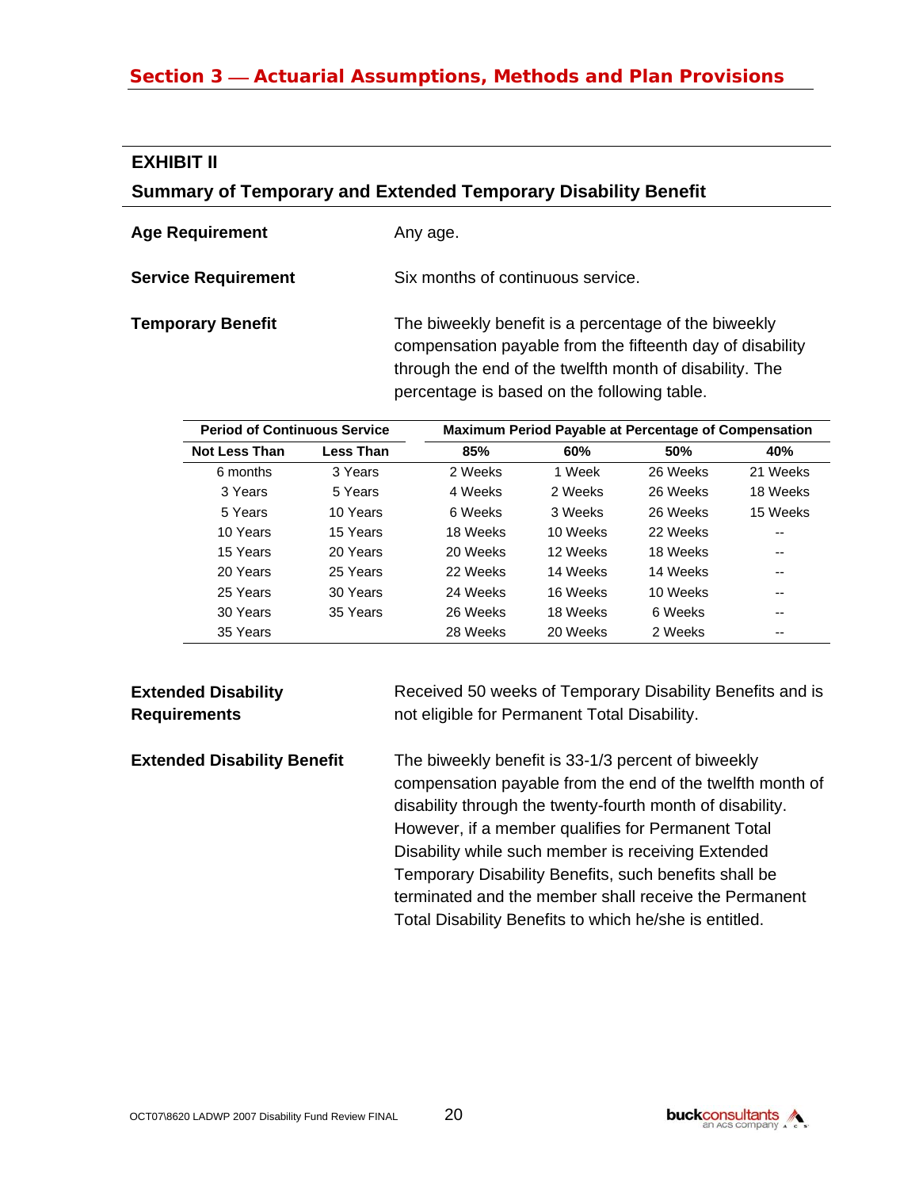## EXHIBIT II

### Summary of Temporary and Extended Temporary Disability Benefit

**Age Requirement**

Any age.

**Service Requirement**

Six months of continuous service.

**Temporary Benefit**

The biweekly benefit is a percentage of the biweekly compensation payable from the fifteenth day of disability through the end of the twelfth month of disability. The percentage is based on the following table.

| Period of Continuous Service | | Maximum Period Payable at Percentage of Compensation | | | |
|---|---|---|---|---|---|
| **Not Less Than** | **Less Than** | **85%** | **60%** | **50%** | **40%** |
| 6 months | 3 Years | 2 Weeks | 1 Week | 26 Weeks | 21 Weeks |
| 3 Years | 5 Years | 4 Weeks | 2 Weeks | 26 Weeks | 18 Weeks |
| 5 Years | 10 Years | 6 Weeks | 3 Weeks | 26 Weeks | 15 Weeks |
| 10 Years | 15 Years | 18 Weeks | 10 Weeks | 22 Weeks | -- |
| 15 Years | 20 Years | 20 Weeks | 12 Weeks | 18 Weeks | -- |
| 20 Years | 25 Years | 22 Weeks | 14 Weeks | 14 Weeks | -- |
| 25 Years | 30 Years | 24 Weeks | 16 Weeks | 10 Weeks | -- |
| 30 Years | 35 Years | 26 Weeks | 18 Weeks | 6 Weeks | -- |
| 35 Years | | 28 Weeks | 20 Weeks | 2 Weeks | -- |

**Extended Disability Requirements**

Received 50 weeks of Temporary Disability Benefits and is not eligible for Permanent Total Disability.

**Extended Disability Benefit**

The biweekly benefit is 33-1/3 percent of biweekly compensation payable from the end of the twelfth month of disability through the twenty-fourth month of disability. However, if a member qualifies for Permanent Total Disability while such member is receiving Extended Temporary Disability Benefits, such benefits shall be terminated and the member shall receive the Permanent Total Disability Benefits to which he/she is entitled.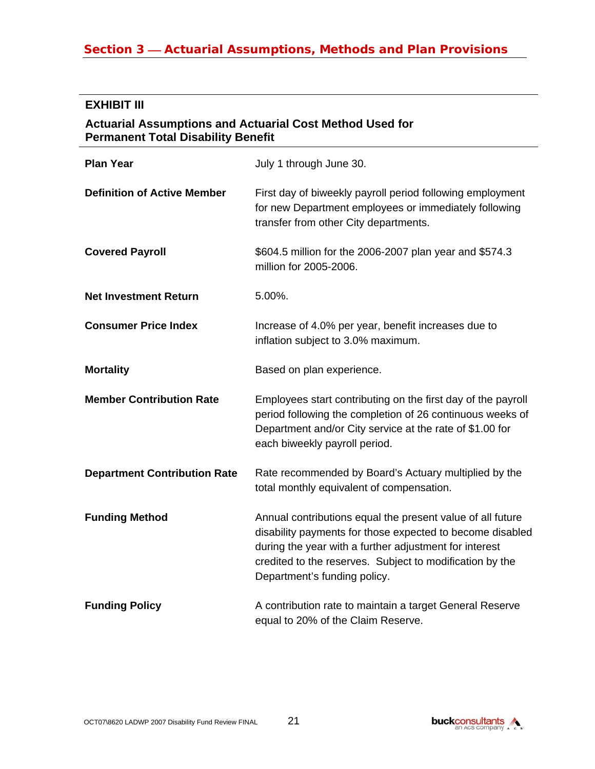## Section 3 — Actuarial Assumptions, Methods and Plan Provisions

### EXHIBIT III

**Actuarial Assumptions and Actuarial Cost Method Used for Permanent Total Disability Benefit**

| | |
|---|---|
| **Plan Year** | July 1 through June 30. |
| **Definition of Active Member** | First day of biweekly payroll period following employment for new Department employees or immediately following transfer from other City departments. |
| **Covered Payroll** | $604.5 million for the 2006-2007 plan year and $574.3 million for 2005-2006. |
| **Net Investment Return** | 5.00%. |
| **Consumer Price Index** | Increase of 4.0% per year, benefit increases due to inflation subject to 3.0% maximum. |
| **Mortality** | Based on plan experience. |
| **Member Contribution Rate** | Employees start contributing on the first day of the payroll period following the completion of 26 continuous weeks of Department and/or City service at the rate of $1.00 for each biweekly payroll period. |
| **Department Contribution Rate** | Rate recommended by Board's Actuary multiplied by the total monthly equivalent of compensation. |
| **Funding Method** | Annual contributions equal the present value of all future disability payments for those expected to become disabled during the year with a further adjustment for interest credited to the reserves. Subject to modification by the Department's funding policy. |
| **Funding Policy** | A contribution rate to maintain a target General Reserve equal to 20% of the Claim Reserve. |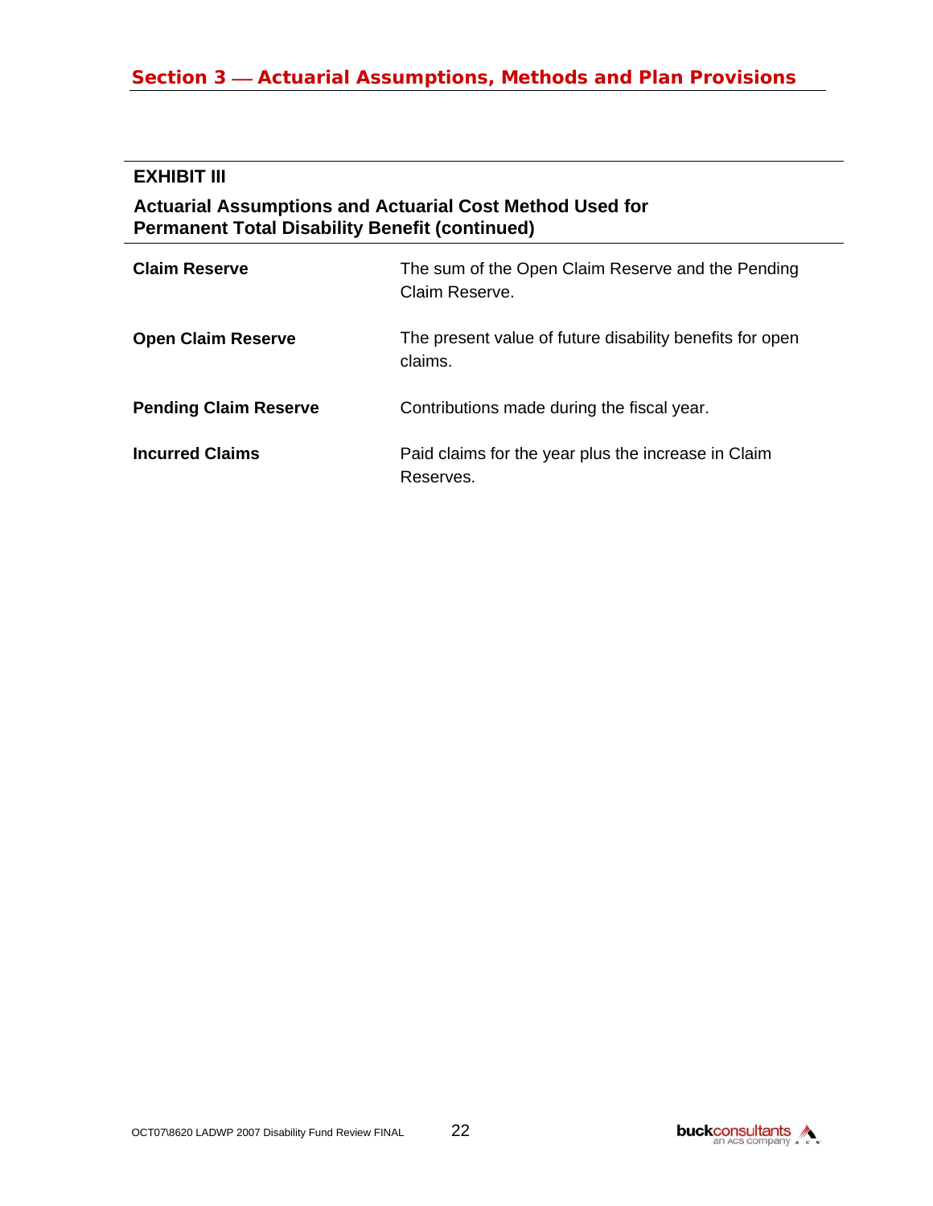## EXHIBIT III

### Actuarial Assumptions and Actuarial Cost Method Used for Permanent Total Disability Benefit (continued)

**Claim Reserve** — The sum of the Open Claim Reserve and the Pending Claim Reserve.

**Open Claim Reserve** — The present value of future disability benefits for open claims.

**Pending Claim Reserve** — Contributions made during the fiscal year.

**Incurred Claims** — Paid claims for the year plus the increase in Claim Reserves.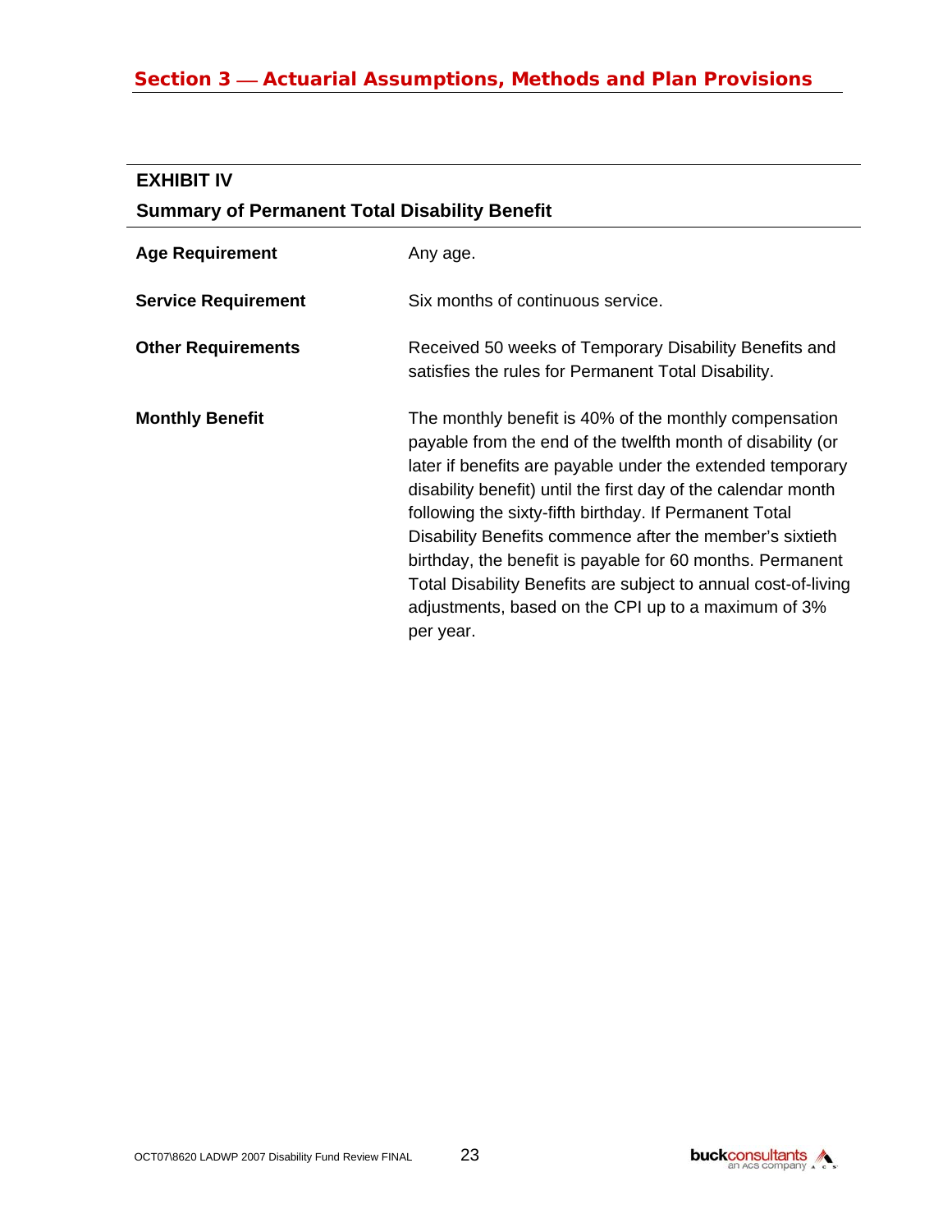## Section 3 — Actuarial Assumptions, Methods and Plan Provisions

### EXHIBIT IV

### Summary of Permanent Total Disability Benefit

| | |
|---|---|
| **Age Requirement** | Any age. |
| **Service Requirement** | Six months of continuous service. |
| **Other Requirements** | Received 50 weeks of Temporary Disability Benefits and satisfies the rules for Permanent Total Disability. |
| **Monthly Benefit** | The monthly benefit is 40% of the monthly compensation payable from the end of the twelfth month of disability (or later if benefits are payable under the extended temporary disability benefit) until the first day of the calendar month following the sixty-fifth birthday. If Permanent Total Disability Benefits commence after the member's sixtieth birthday, the benefit is payable for 60 months. Permanent Total Disability Benefits are subject to annual cost-of-living adjustments, based on the CPI up to a maximum of 3% per year. |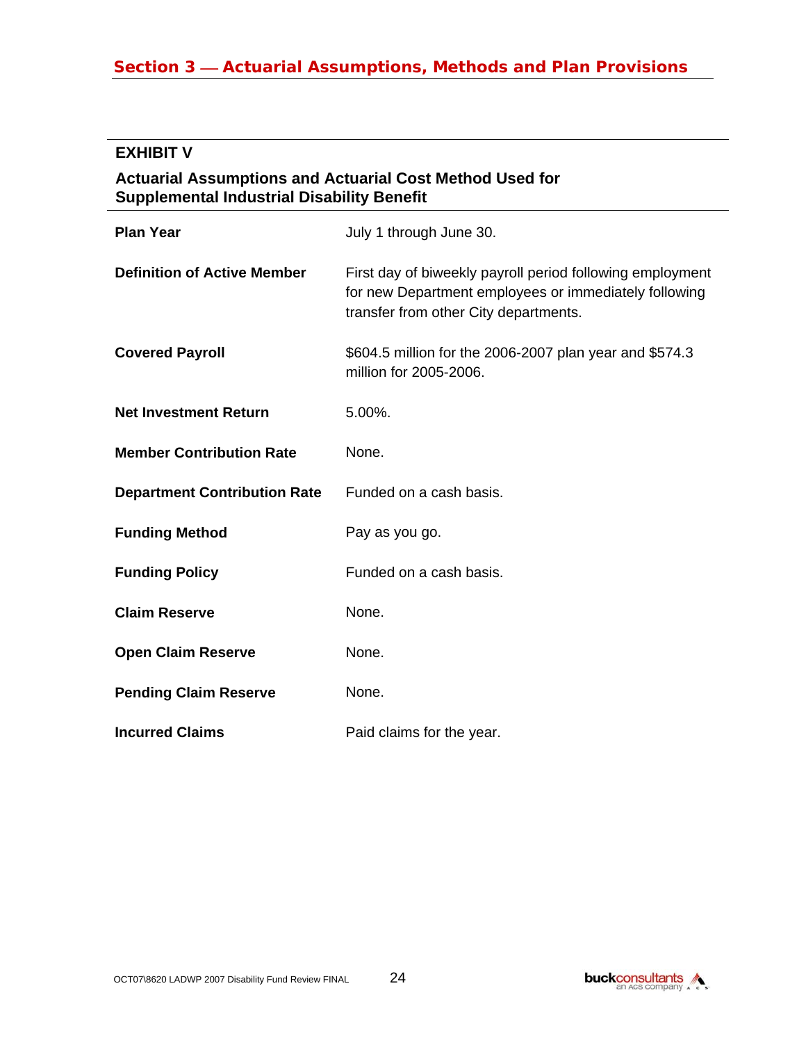## Section 3 — Actuarial Assumptions, Methods and Plan Provisions

### EXHIBIT V

### Actuarial Assumptions and Actuarial Cost Method Used for Supplemental Industrial Disability Benefit

| | |
|---|---|
| **Plan Year** | July 1 through June 30. |
| **Definition of Active Member** | First day of biweekly payroll period following employment for new Department employees or immediately following transfer from other City departments. |
| **Covered Payroll** | $604.5 million for the 2006-2007 plan year and $574.3 million for 2005-2006. |
| **Net Investment Return** | 5.00%. |
| **Member Contribution Rate** | None. |
| **Department Contribution Rate** | Funded on a cash basis. |
| **Funding Method** | Pay as you go. |
| **Funding Policy** | Funded on a cash basis. |
| **Claim Reserve** | None. |
| **Open Claim Reserve** | None. |
| **Pending Claim Reserve** | None. |
| **Incurred Claims** | Paid claims for the year. |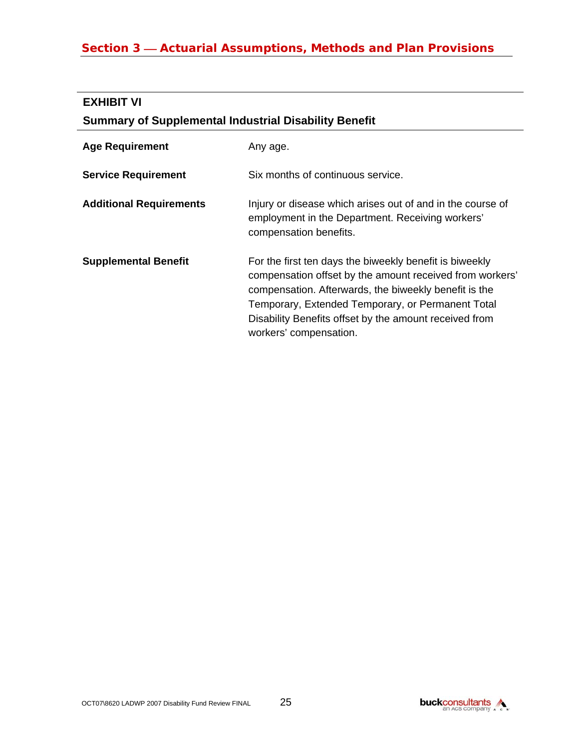## Section 3 — Actuarial Assumptions, Methods and Plan Provisions

### EXHIBIT VI

### Summary of Supplemental Industrial Disability Benefit

| | |
|---|---|
| **Age Requirement** | Any age. |
| **Service Requirement** | Six months of continuous service. |
| **Additional Requirements** | Injury or disease which arises out of and in the course of employment in the Department. Receiving workers' compensation benefits. |
| **Supplemental Benefit** | For the first ten days the biweekly benefit is biweekly compensation offset by the amount received from workers' compensation. Afterwards, the biweekly benefit is the Temporary, Extended Temporary, or Permanent Total Disability Benefits offset by the amount received from workers' compensation. |